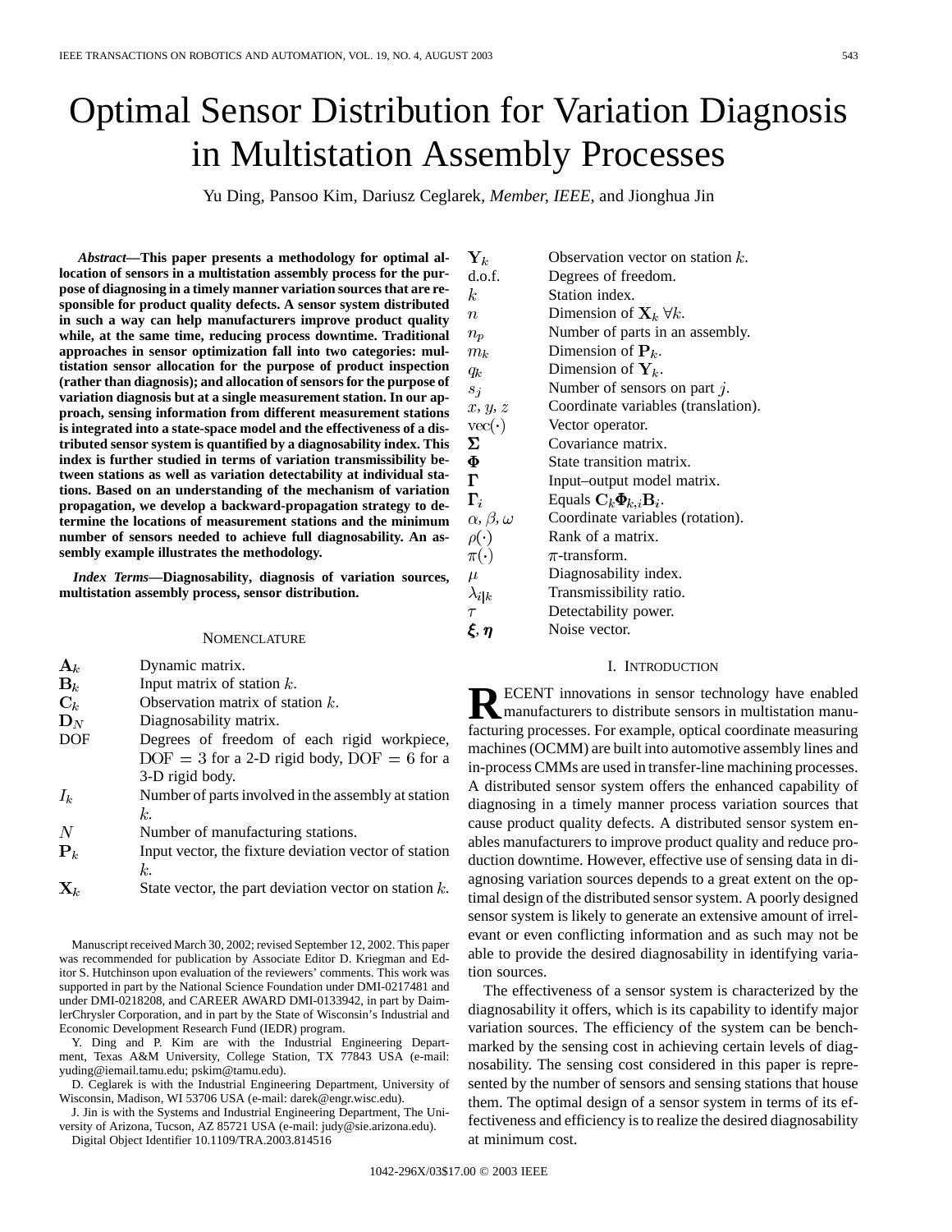# Optimal Sensor Distribution for Variation Diagnosis in Multistation Assembly Processes

Yu Ding, Pansoo Kim, Dariusz Ceglarek, *Member, IEEE*, and Jionghua Jin

***Abstract*—This paper presents a methodology for optimal allocation of sensors in a multistation assembly process for the purpose of diagnosing in a timely manner variation sources that are responsible for product quality defects. A sensor system distributed in such a way can help manufacturers improve product quality while, at the same time, reducing process downtime. Traditional approaches in sensor optimization fall into two categories: multistation sensor allocation for the purpose of product inspection (rather than diagnosis); and allocation of sensors for the purpose of variation diagnosis but at a single measurement station. In our approach, sensing information from different measurement stations is integrated into a state-space model and the effectiveness of a distributed sensor system is quantified by a diagnosability index. This index is further studied in terms of variation transmissibility between stations as well as variation detectability at individual stations. Based on an understanding of the mechanism of variation propagation, we develop a backward-propagation strategy to determine the locations of measurement stations and the minimum number of sensors needed to achieve full diagnosability. An assembly example illustrates the methodology.**

***Index Terms*—Diagnosability, diagnosis of variation sources, multistation assembly process, sensor distribution.**

## Nomenclature

| | |
|---|---|
| $\mathbf{A}_k$ | Dynamic matrix. |
| $\mathbf{B}_k$ | Input matrix of station $k$. |
| $\mathbf{C}_k$ | Observation matrix of station $k$. |
| $\mathbf{D}_N$ | Diagnosability matrix. |
| DOF | Degrees of freedom of each rigid workpiece, $\text{DOF} = 3$ for a 2-D rigid body, $\text{DOF} = 6$ for a 3-D rigid body. |
| $I_k$ | Number of parts involved in the assembly at station $k$. |
| $N$ | Number of manufacturing stations. |
| $\mathbf{P}_k$ | Input vector, the fixture deviation vector of station $k$. |
| $\mathbf{X}_k$ | State vector, the part deviation vector on station $k$. |
| $\mathbf{Y}_k$ | Observation vector on station $k$. |
| d.o.f. | Degrees of freedom. |
| $k$ | Station index. |
| $n$ | Dimension of $\mathbf{X}_k$ $\forall k$. |
| $n_p$ | Number of parts in an assembly. |
| $m_k$ | Dimension of $\mathbf{P}_k$. |
| $q_k$ | Dimension of $\mathbf{Y}_k$. |
| $s_j$ | Number of sensors on part $j$. |
| $x, y, z$ | Coordinate variables (translation). |
| $\text{vec}(\cdot)$ | Vector operator. |
| $\mathbf{\Sigma}$ | Covariance matrix. |
| $\mathbf{\Phi}$ | State transition matrix. |
| $\mathbf{\Gamma}$ | Input–output model matrix. |
| $\mathbf{\Gamma}_i$ | Equals $\mathbf{C}_k\mathbf{\Phi}_{k,i}\mathbf{B}_i$. |
| $\alpha, \beta, \omega$ | Coordinate variables (rotation). |
| $\rho(\cdot)$ | Rank of a matrix. |
| $\pi(\cdot)$ | $\pi$-transform. |
| $\mu$ | Diagnosability index. |
| $\lambda_{i\|k}$ | Transmissibility ratio. |
| $\tau$ | Detectability power. |
| $\boldsymbol{\xi}, \boldsymbol{\eta}$ | Noise vector. |

Manuscript received March 30, 2002; revised September 12, 2002. This paper was recommended for publication by Associate Editor D. Kriegman and Editor S. Hutchinson upon evaluation of the reviewers' comments. This work was supported in part by the National Science Foundation under DMI-0217481 and under DMI-0218208, and CAREER AWARD DMI-0133942, in part by DaimlerChrysler Corporation, and in part by the State of Wisconsin's Industrial and Economic Development Research Fund (IEDR) program.

Y. Ding and P. Kim are with the Industrial Engineering Department, Texas A&M University, College Station, TX 77843 USA (e-mail: yuding@iemail.tamu.edu; pskim@tamu.edu).

D. Ceglarek is with the Industrial Engineering Department, University of Wisconsin, Madison, WI 53706 USA (e-mail: darek@engr.wisc.edu).

J. Jin is with the Systems and Industrial Engineering Department, The University of Arizona, Tucson, AZ 85721 USA (e-mail: judy@sie.arizona.edu).

Digital Object Identifier 10.1109/TRA.2003.814516

## I. Introduction

Recent innovations in sensor technology have enabled manufacturers to distribute sensors in multistation manufacturing processes. For example, optical coordinate measuring machines (OCMM) are built into automotive assembly lines and in-process CMMs are used in transfer-line machining processes. A distributed sensor system offers the enhanced capability of diagnosing in a timely manner process variation sources that cause product quality defects. A distributed sensor system enables manufacturers to improve product quality and reduce production downtime. However, effective use of sensing data in diagnosing variation sources depends to a great extent on the optimal design of the distributed sensor system. A poorly designed sensor system is likely to generate an extensive amount of irrelevant or even conflicting information and as such may not be able to provide the desired diagnosability in identifying variation sources.

The effectiveness of a sensor system is characterized by the diagnosability it offers, which is its capability to identify major variation sources. The efficiency of the system can be benchmarked by the sensing cost in achieving certain levels of diagnosability. The sensing cost considered in this paper is represented by the number of sensors and sensing stations that house them. The optimal design of a sensor system in terms of its effectiveness and efficiency is to realize the desired diagnosability at minimum cost.

1042-296X/03$17.00 © 2003 IEEE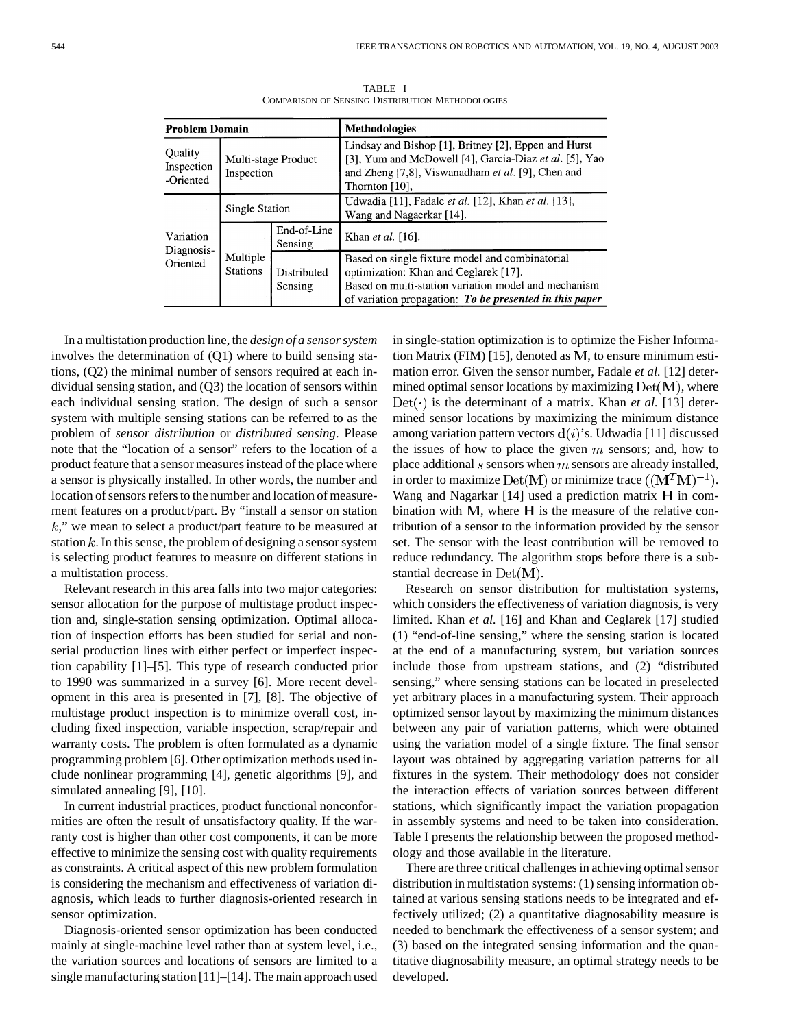TABLE I
COMPARISON OF SENSING DISTRIBUTION METHODOLOGIES

| **Problem Domain** | | | **Methodologies** |
|---|---|---|---|
| Quality Inspection -Oriented | Multi-stage Product Inspection | | Lindsay and Bishop [1], Britney [2], Eppen and Hurst [3], Yum and McDowell [4], Garcia-Diaz *et al.* [5], Yao and Zheng [7,8], Viswanadham *et al.* [9], Chen and Thornton [10], |
| Variation Diagnosis-Oriented | Single Station | | Udwadia [11], Fadale *et al.* [12], Khan *et al.* [13], Wang and Nagaerkar [14]. |
| | Multiple Stations | End-of-Line Sensing | Khan *et al.* [16]. |
| | | Distributed Sensing | Based on single fixture model and combinatorial optimization: Khan and Ceglarek [17]. Based on multi-station variation model and mechanism of variation propagation: ***To be presented in this paper*** |

In a multistation production line, the *design of a sensor system* involves the determination of (Q1) where to build sensing stations, (Q2) the minimal number of sensors required at each individual sensing station, and (Q3) the location of sensors within each individual sensing station. The design of such a sensor system with multiple sensing stations can be referred to as the problem of *sensor distribution* or *distributed sensing*. Please note that the "location of a sensor" refers to the location of a product feature that a sensor measures instead of the place where a sensor is physically installed. In other words, the number and location of sensors refers to the number and location of measurement features on a product/part. By "install a sensor on station $k$," we mean to select a product/part feature to be measured at station $k$. In this sense, the problem of designing a sensor system is selecting product features to measure on different stations in a multistation process.

Relevant research in this area falls into two major categories: sensor allocation for the purpose of multistage product inspection and, single-station sensing optimization. Optimal allocation of inspection efforts has been studied for serial and nonserial production lines with either perfect or imperfect inspection capability [1]–[5]. This type of research conducted prior to 1990 was summarized in a survey [6]. More recent development in this area is presented in [7], [8]. The objective of multistage product inspection is to minimize overall cost, including fixed inspection, variable inspection, scrap/repair and warranty costs. The problem is often formulated as a dynamic programming problem [6]. Other optimization methods used include nonlinear programming [4], genetic algorithms [9], and simulated annealing [9], [10].

In current industrial practices, product functional nonconformities are often the result of unsatisfactory quality. If the warranty cost is higher than other cost components, it can be more effective to minimize the sensing cost with quality requirements as constraints. A critical aspect of this new problem formulation is considering the mechanism and effectiveness of variation diagnosis, which leads to further diagnosis-oriented research in sensor optimization.

Diagnosis-oriented sensor optimization has been conducted mainly at single-machine level rather than at system level, i.e., the variation sources and locations of sensors are limited to a single manufacturing station [11]–[14]. The main approach used in single-station optimization is to optimize the Fisher Information Matrix (FIM) [15], denoted as $\mathbf{M}$, to ensure minimum estimation error. Given the sensor number, Fadale *et al.* [12] determined optimal sensor locations by maximizing $\text{Det}(\mathbf{M})$, where $\text{Det}(\cdot)$ is the determinant of a matrix. Khan *et al.* [13] determined sensor locations by maximizing the minimum distance among variation pattern vectors $\mathbf{d}(i)$'s. Udwadia [11] discussed the issues of how to place the given $m$ sensors; and, how to place additional $s$ sensors when $m$ sensors are already installed, in order to maximize $\text{Det}(\mathbf{M})$ or minimize trace $((\mathbf{M}^T\mathbf{M})^{-1})$. Wang and Nagarkar [14] used a prediction matrix $\mathbf{H}$ in combination with $\mathbf{M}$, where $\mathbf{H}$ is the measure of the relative contribution of a sensor to the information provided by the sensor set. The sensor with the least contribution will be removed to reduce redundancy. The algorithm stops before there is a substantial decrease in $\text{Det}(\mathbf{M})$.

Research on sensor distribution for multistation systems, which considers the effectiveness of variation diagnosis, is very limited. Khan *et al.* [16] and Khan and Ceglarek [17] studied (1) "end-of-line sensing," where the sensing station is located at the end of a manufacturing system, but variation sources include those from upstream stations, and (2) "distributed sensing," where sensing stations can be located in preselected yet arbitrary places in a manufacturing system. Their approach optimized sensor layout by maximizing the minimum distances between any pair of variation patterns, which were obtained using the variation model of a single fixture. The final sensor layout was obtained by aggregating variation patterns for all fixtures in the system. Their methodology does not consider the interaction effects of variation sources between different stations, which significantly impact the variation propagation in assembly systems and need to be taken into consideration. Table I presents the relationship between the proposed methodology and those available in the literature.

There are three critical challenges in achieving optimal sensor distribution in multistation systems: (1) sensing information obtained at various sensing stations needs to be integrated and effectively utilized; (2) a quantitative diagnosability measure is needed to benchmark the effectiveness of a sensor system; and (3) based on the integrated sensing information and the quantitative diagnosability measure, an optimal strategy needs to be developed.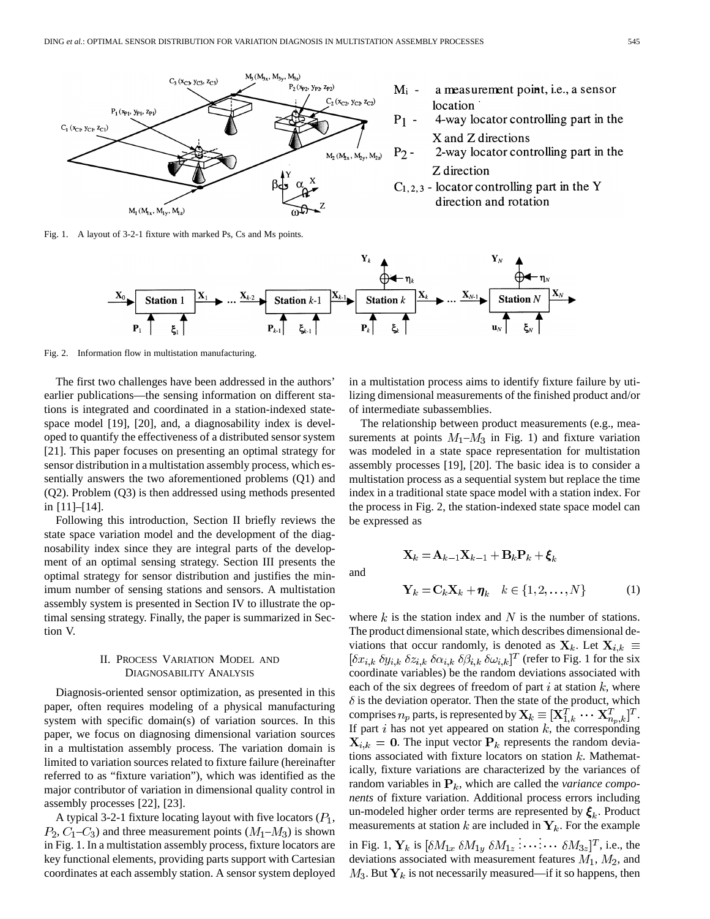Fig. 1. A layout of 3-2-1 fixture with marked Ps, Cs and Ms points.

Fig. 2. Information flow in multistation manufacturing.

The first two challenges have been addressed in the authors' earlier publications—the sensing information on different stations is integrated and coordinated in a station-indexed state-space model [19], [20], and, a diagnosability index is developed to quantify the effectiveness of a distributed sensor system [21]. This paper focuses on presenting an optimal strategy for sensor distribution in a multistation assembly process, which essentially answers the two aforementioned problems (Q1) and (Q2). Problem (Q3) is then addressed using methods presented in [11]–[14].

Following this introduction, Section II briefly reviews the state space variation model and the development of the diagnosability index since they are integral parts of the development of an optimal sensing strategy. Section III presents the optimal strategy for sensor distribution and justifies the minimum number of sensing stations and sensors. A multistation assembly system is presented in Section IV to illustrate the optimal sensing strategy. Finally, the paper is summarized in Section V.

## II. Process Variation Model and Diagnosability Analysis

Diagnosis-oriented sensor optimization, as presented in this paper, often requires modeling of a physical manufacturing system with specific domain(s) of variation sources. In this paper, we focus on diagnosing dimensional variation sources in a multistation assembly process. The variation domain is limited to variation sources related to fixture failure (hereinafter referred to as "fixture variation"), which was identified as the major contributor of variation in dimensional quality control in assembly processes [22], [23].

A typical 3-2-1 fixture locating layout with five locators ($P_1$, $P_2$, $C_1$–$C_3$) and three measurement points ($M_1$–$M_3$) is shown in Fig. 1. In a multistation assembly process, fixture locators are key functional elements, providing parts support with Cartesian coordinates at each assembly station. A sensor system deployed in a multistation process aims to identify fixture failure by utilizing dimensional measurements of the finished product and/or of intermediate subassemblies.

The relationship between product measurements (e.g., measurements at points $M_1$–$M_3$ in Fig. 1) and fixture variation was modeled in a state space representation for multistation assembly processes [19], [20]. The basic idea is to consider a multistation process as a sequential system but replace the time index in a traditional state space model with a station index. For the process in Fig. 2, the station-indexed state space model can be expressed as

$$\mathbf{X}_k = \mathbf{A}_{k-1}\mathbf{X}_{k-1} + \mathbf{B}_k\mathbf{P}_k + \boldsymbol{\xi}_k$$

and

$$\mathbf{Y}_k = \mathbf{C}_k\mathbf{X}_k + \boldsymbol{\eta}_k \quad k \in \{1, 2, \ldots, N\} \tag{1}$$

where $k$ is the station index and $N$ is the number of stations. The product dimensional state, which describes dimensional deviations that occur randomly, is denoted as $\mathbf{X}_k$. Let $\mathbf{X}_{i,k} \equiv [\delta x_{i,k}\ \delta y_{i,k}\ \delta z_{i,k}\ \delta\alpha_{i,k}\ \delta\beta_{i,k}\ \delta\omega_{i,k}]^T$ (refer to Fig. 1 for the six coordinate variables) be the random deviations associated with each of the six degrees of freedom of part $i$ at station $k$, where $\delta$ is the deviation operator. Then the state of the product, which comprises $n_p$ parts, is represented by $\mathbf{X}_k \equiv [\mathbf{X}_{1,k}^T \cdots \mathbf{X}_{n_p,k}^T]^T$. If part $i$ has not yet appeared on station $k$, the corresponding $\mathbf{X}_{i,k} = \mathbf{0}$. The input vector $\mathbf{P}_k$ represents the random deviations associated with fixture locators on station $k$. Mathematically, fixture variations are characterized by the variances of random variables in $\mathbf{P}_k$, which are called the *variance components* of fixture variation. Additional process errors including un-modeled higher order terms are represented by $\boldsymbol{\xi}_k$. Product measurements at station $k$ are included in $\mathbf{Y}_k$. For the example in Fig. 1, $\mathbf{Y}_k$ is $[\delta M_{1x}\ \delta M_{1y}\ \delta M_{1z} \vdots \cdots \vdots \cdots\ \delta M_{3z}]^T$, i.e., the deviations associated with measurement features $M_1$, $M_2$, and $M_3$. But $\mathbf{Y}_k$ is not necessarily measured—if it so happens, then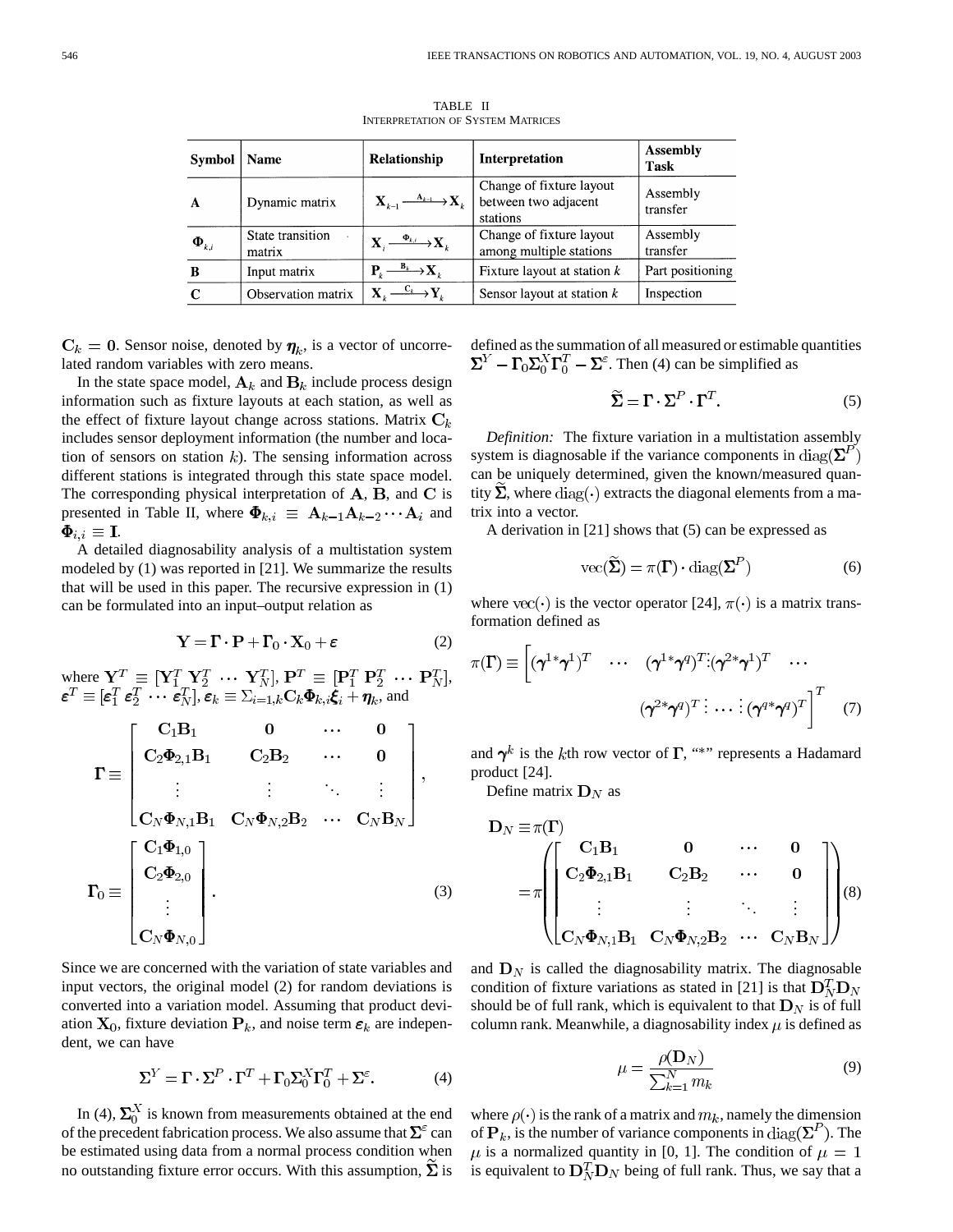TABLE II
INTERPRETATION OF SYSTEM MATRICES

| Symbol | Name | Relationship | Interpretation | Assembly Task |
| --- | --- | --- | --- | --- |
| $\mathbf{A}$ | Dynamic matrix | $\mathbf{X}_{k-1} \xrightarrow{\mathbf{A}_{k-1}} \mathbf{X}_k$ | Change of fixture layout between two adjacent stations | Assembly transfer |
| $\mathbf{\Phi}_{k,i}$ | State transition matrix | $\mathbf{X}_i \xrightarrow{\mathbf{\Phi}_{k,i}} \mathbf{X}_k$ | Change of fixture layout among multiple stations | Assembly transfer |
| $\mathbf{B}$ | Input matrix | $\mathbf{P}_k \xrightarrow{\mathbf{B}_k} \mathbf{X}_k$ | Fixture layout at station $k$ | Part positioning |
| $\mathbf{C}$ | Observation matrix | $\mathbf{X}_k \xrightarrow{\mathbf{C}_k} \mathbf{Y}_k$ | Sensor layout at station $k$ | Inspection |

$\mathbf{C}_k = \mathbf{0}$. Sensor noise, denoted by $\boldsymbol{\eta}_k$, is a vector of uncorrelated random variables with zero means.

In the state space model, $\mathbf{A}_k$ and $\mathbf{B}_k$ include process design information such as fixture layouts at each station, as well as the effect of fixture layout change across stations. Matrix $\mathbf{C}_k$ includes sensor deployment information (the number and location of sensors on station $k$). The sensing information across different stations is integrated through this state space model. The corresponding physical interpretation of $\mathbf{A}$, $\mathbf{B}$, and $\mathbf{C}$ is presented in Table II, where $\mathbf{\Phi}_{k,i} \equiv \mathbf{A}_{k-1}\mathbf{A}_{k-2}\cdots\mathbf{A}_i$ and $\mathbf{\Phi}_{i,i} \equiv \mathbf{I}$.

A detailed diagnosability analysis of a multistation system modeled by (1) was reported in [21]. We summarize the results that will be used in this paper. The recursive expression in (1) can be formulated into an input–output relation as

$$\mathbf{Y} = \mathbf{\Gamma} \cdot \mathbf{P} + \mathbf{\Gamma}_0 \cdot \mathbf{X}_0 + \boldsymbol{\varepsilon} \tag{2}$$

where $\mathbf{Y}^T \equiv [\mathbf{Y}_1^T\ \mathbf{Y}_2^T\ \cdots\ \mathbf{Y}_N^T]$, $\mathbf{P}^T \equiv [\mathbf{P}_1^T\ \mathbf{P}_2^T\ \cdots\ \mathbf{P}_N^T]$, $\boldsymbol{\varepsilon}^T \equiv [\boldsymbol{\varepsilon}_1^T\ \boldsymbol{\varepsilon}_2^T\ \cdots\ \boldsymbol{\varepsilon}_N^T]$, $\boldsymbol{\varepsilon}_k \equiv \Sigma_{i=1,k}\mathbf{C}_k\mathbf{\Phi}_{k,i}\boldsymbol{\xi}_i + \boldsymbol{\eta}_k$, and

$$\mathbf{\Gamma} \equiv \begin{bmatrix} \mathbf{C}_1\mathbf{B}_1 & \mathbf{0} & \cdots & \mathbf{0} \\ \mathbf{C}_2\mathbf{\Phi}_{2,1}\mathbf{B}_1 & \mathbf{C}_2\mathbf{B}_2 & \cdots & \mathbf{0} \\ \vdots & \vdots & \ddots & \vdots \\ \mathbf{C}_N\mathbf{\Phi}_{N,1}\mathbf{B}_1 & \mathbf{C}_N\mathbf{\Phi}_{N,2}\mathbf{B}_2 & \cdots & \mathbf{C}_N\mathbf{B}_N \end{bmatrix},$$

$$\mathbf{\Gamma}_0 \equiv \begin{bmatrix} \mathbf{C}_1\mathbf{\Phi}_{1,0} \\ \mathbf{C}_2\mathbf{\Phi}_{2,0} \\ \vdots \\ \mathbf{C}_N\mathbf{\Phi}_{N,0} \end{bmatrix}. \tag{3}$$

Since we are concerned with the variation of state variables and input vectors, the original model (2) for random deviations is converted into a variation model. Assuming that product deviation $\mathbf{X}_0$, fixture deviation $\mathbf{P}_k$, and noise term $\boldsymbol{\varepsilon}_k$ are independent, we can have

$$\mathbf{\Sigma}^Y = \mathbf{\Gamma} \cdot \mathbf{\Sigma}^P \cdot \mathbf{\Gamma}^T + \mathbf{\Gamma}_0\mathbf{\Sigma}_0^X\mathbf{\Gamma}_0^T + \mathbf{\Sigma}^\varepsilon. \tag{4}$$

In (4), $\mathbf{\Sigma}_0^X$ is known from measurements obtained at the end of the precedent fabrication process. We also assume that $\mathbf{\Sigma}^\varepsilon$ can be estimated using data from a normal process condition when no outstanding fixture error occurs. With this assumption, $\widetilde{\mathbf{\Sigma}}$ is defined as the summation of all measured or estimable quantities $\mathbf{\Sigma}^Y - \mathbf{\Gamma}_0\mathbf{\Sigma}_0^X\mathbf{\Gamma}_0^T - \mathbf{\Sigma}^\varepsilon$. Then (4) can be simplified as

$$\widetilde{\mathbf{\Sigma}} = \mathbf{\Gamma} \cdot \mathbf{\Sigma}^P \cdot \mathbf{\Gamma}^T. \tag{5}$$

*Definition:* The fixture variation in a multistation assembly system is diagnosable if the variance components in $\mathrm{diag}(\mathbf{\Sigma}^P)$ can be uniquely determined, given the known/measured quantity $\widetilde{\mathbf{\Sigma}}$, where $\mathrm{diag}(\cdot)$ extracts the diagonal elements from a matrix into a vector.

A derivation in [21] shows that (5) can be expressed as

$$\mathrm{vec}(\widetilde{\mathbf{\Sigma}}) = \pi(\mathbf{\Gamma}) \cdot \mathrm{diag}(\mathbf{\Sigma}^P) \tag{6}$$

where $\mathrm{vec}(\cdot)$ is the vector operator [24], $\pi(\cdot)$ is a matrix transformation defined as

$$\pi(\mathbf{\Gamma}) \equiv \Big[(\boldsymbol{\gamma}^{1*}\boldsymbol{\gamma}^1)^T \quad \cdots \quad (\boldsymbol{\gamma}^{1*}\boldsymbol{\gamma}^q)^T \vdots (\boldsymbol{\gamma}^{2*}\boldsymbol{\gamma}^1)^T \quad \cdots \quad (\boldsymbol{\gamma}^{2*}\boldsymbol{\gamma}^q)^T \vdots \cdots \vdots (\boldsymbol{\gamma}^{q*}\boldsymbol{\gamma}^q)^T\Big]^T \tag{7}$$

and $\boldsymbol{\gamma}^k$ is the $k$th row vector of $\mathbf{\Gamma}$, "*" represents a Hadamard product [24].

Define matrix $\mathbf{D}_N$ as

$$\mathbf{D}_N \equiv \pi(\mathbf{\Gamma}) = \pi\left(\begin{bmatrix} \mathbf{C}_1\mathbf{B}_1 & \mathbf{0} & \cdots & \mathbf{0} \\ \mathbf{C}_2\mathbf{\Phi}_{2,1}\mathbf{B}_1 & \mathbf{C}_2\mathbf{B}_2 & \cdots & \mathbf{0} \\ \vdots & \vdots & \ddots & \vdots \\ \mathbf{C}_N\mathbf{\Phi}_{N,1}\mathbf{B}_1 & \mathbf{C}_N\mathbf{\Phi}_{N,2}\mathbf{B}_2 & \cdots & \mathbf{C}_N\mathbf{B}_N \end{bmatrix}\right) \tag{8}$$

and $\mathbf{D}_N$ is called the diagnosability matrix. The diagnosable condition of fixture variations as stated in [21] is that $\mathbf{D}_N^T\mathbf{D}_N$ should be of full rank, which is equivalent to that $\mathbf{D}_N$ is of full column rank. Meanwhile, a diagnosability index $\mu$ is defined as

$$\mu = \frac{\rho(\mathbf{D}_N)}{\sum_{k=1}^{N} m_k} \tag{9}$$

where $\rho(\cdot)$ is the rank of a matrix and $m_k$, namely the dimension of $\mathbf{P}_k$, is the number of variance components in $\mathrm{diag}(\mathbf{\Sigma}^P)$. The $\mu$ is a normalized quantity in [0, 1]. The condition of $\mu = 1$ is equivalent to $\mathbf{D}_N^T\mathbf{D}_N$ being of full rank. Thus, we say that a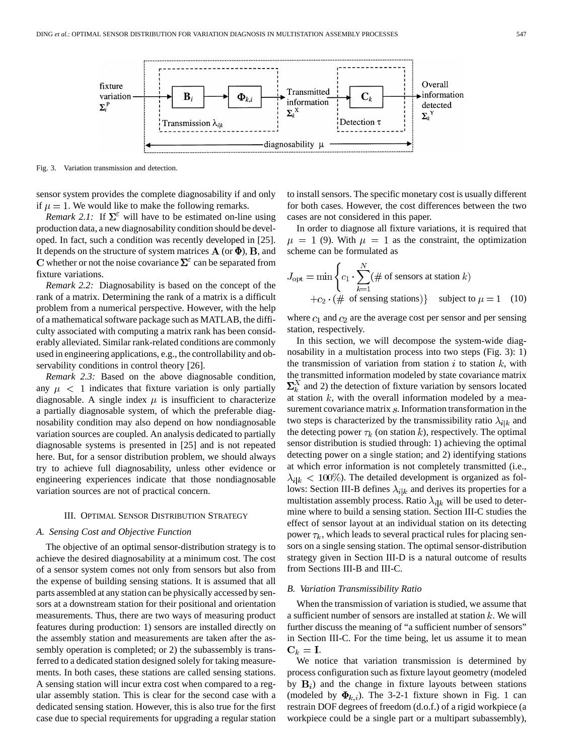Fig. 3. Variation transmission and detection.

sensor system provides the complete diagnosability if and only if $\mu = 1$. We would like to make the following remarks.

*Remark 2.1:* If $\mathbf{\Sigma}^{\varepsilon}$ will have to be estimated on-line using production data, a new diagnosability condition should be developed. In fact, such a condition was recently developed in [25]. It depends on the structure of system matrices $\mathbf{A}$ (or $\mathbf{\Phi}$), $\mathbf{B}$, and $\mathbf{C}$ whether or not the noise covariance $\mathbf{\Sigma}^{\varepsilon}$ can be separated from fixture variations.

*Remark 2.2:* Diagnosability is based on the concept of the rank of a matrix. Determining the rank of a matrix is a difficult problem from a numerical perspective. However, with the help of a mathematical software package such as MATLAB, the difficulty associated with computing a matrix rank has been considerably alleviated. Similar rank-related conditions are commonly used in engineering applications, e.g., the controllability and observability conditions in control theory [26].

*Remark 2.3:* Based on the above diagnosable condition, any $\mu < 1$ indicates that fixture variation is only partially diagnosable. A single index $\mu$ is insufficient to characterize a partially diagnosable system, of which the preferable diagnosability condition may also depend on how nondiagnosable variation sources are coupled. An analysis dedicated to partially diagnosable systems is presented in [25] and is not repeated here. But, for a sensor distribution problem, we should always try to achieve full diagnosability, unless other evidence or engineering experiences indicate that those nondiagnosable variation sources are not of practical concern.

## III. Optimal Sensor Distribution Strategy

### A. Sensing Cost and Objective Function

The objective of an optimal sensor-distribution strategy is to achieve the desired diagnosability at a minimum cost. The cost of a sensor system comes not only from sensors but also from the expense of building sensing stations. It is assumed that all parts assembled at any station can be physically accessed by sensors at a downstream station for their positional and orientation measurements. Thus, there are two ways of measuring product features during production: 1) sensors are installed directly on the assembly station and measurements are taken after the assembly operation is completed; or 2) the subassembly is transferred to a dedicated station designed solely for taking measurements. In both cases, these stations are called sensing stations. A sensing station will incur extra cost when compared to a regular station. This is clear for the second case with a dedicated sensing station. However, this is also true for the first case due to special requirements for upgrading a regular station to install sensors. The specific monetary cost is usually different for both cases. However, the cost differences between the two cases are not considered in this paper.

In order to diagnose all fixture variations, it is required that $\mu = 1$ (9). With $\mu = 1$ as the constraint, the optimization scheme can be formulated as

$$J_{\text{opt}} = \min \left\{ c_1 \cdot \sum_{k=1}^{N} (\#\text{ of sensors at station } k) + c_2 \cdot (\#\text{ of sensing stations}) \right\} \quad \text{subject to } \mu = 1 \quad (10)$$

where $c_1$ and $c_2$ are the average cost per sensor and per sensing station, respectively.

In this section, we will decompose the system-wide diagnosability in a multistation process into two steps (Fig. 3): 1) the transmission of variation from station $i$ to station $k$, with the transmitted information modeled by state covariance matrix $\mathbf{\Sigma}_k^X$ and 2) the detection of fixture variation by sensors located at station $k$, with the overall information modeled by a measurement covariance matrix $s$. Information transformation in the two steps is characterized by the transmissibility ratio $\lambda_{i|k}$ and the detecting power $\tau_k$ (on station $k$), respectively. The optimal sensor distribution is studied through: 1) achieving the optimal detecting power on a single station; and 2) identifying stations at which error information is not completely transmitted (i.e., $\lambda_{i|k} < 100\%$). The detailed development is organized as follows: Section III-B defines $\lambda_{i|k}$ and derives its properties for a multistation assembly process. Ratio $\lambda_{i|k}$ will be used to determine where to build a sensing station. Section III-C studies the effect of sensor layout at an individual station on its detecting power $\tau_k$, which leads to several practical rules for placing sensors on a single sensing station. The optimal sensor-distribution strategy given in Section III-D is a natural outcome of results from Sections III-B and III-C.

### B. Variation Transmissibility Ratio

When the transmission of variation is studied, we assume that a sufficient number of sensors are installed at station $k$. We will further discuss the meaning of "a sufficient number of sensors" in Section III-C. For the time being, let us assume it to mean $\mathbf{C}_k = \mathbf{I}$.

We notice that variation transmission is determined by process configuration such as fixture layout geometry (modeled by $\mathbf{B}_i$) and the change in fixture layouts between stations (modeled by $\mathbf{\Phi}_{k,i}$). The 3-2-1 fixture shown in Fig. 1 can restrain DOF degrees of freedom (d.o.f.) of a rigid workpiece (a workpiece could be a single part or a multipart subassembly),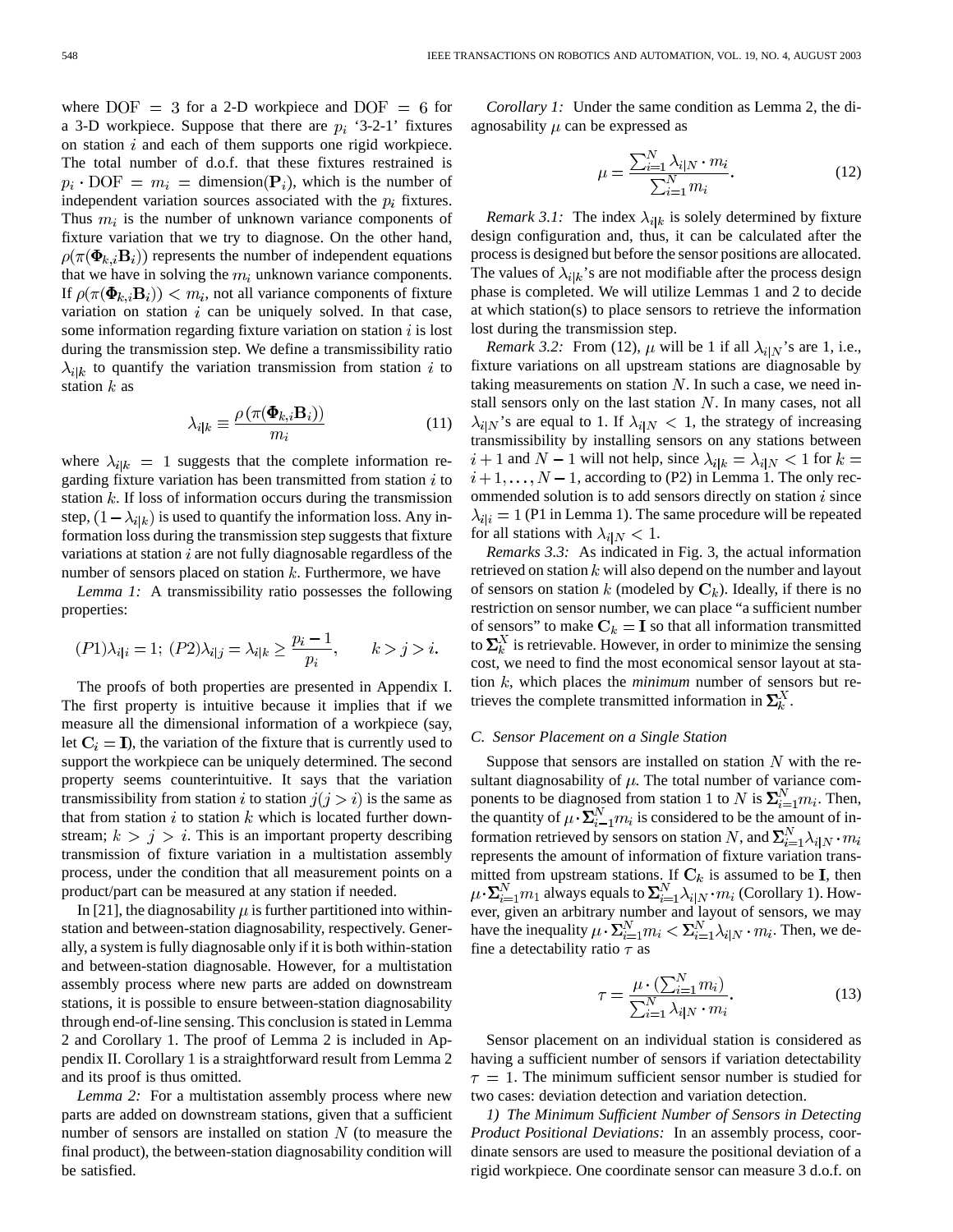where $\text{DOF} = 3$ for a 2-D workpiece and $\text{DOF} = 6$ for a 3-D workpiece. Suppose that there are $p_i$ '3-2-1' fixtures on station $i$ and each of them supports one rigid workpiece. The total number of d.o.f. that these fixtures restrained is $p_i \cdot \text{DOF} = m_i = \text{dimension}(\mathbf{P}_i)$, which is the number of independent variation sources associated with the $p_i$ fixtures. Thus $m_i$ is the number of unknown variance components of fixture variation that we try to diagnose. On the other hand, $\rho(\pi(\mathbf{\Phi}_{k,i}\mathbf{B}_i))$ represents the number of independent equations that we have in solving the $m_i$ unknown variance components. If $\rho(\pi(\mathbf{\Phi}_{k,i}\mathbf{B}_i)) < m_i$, not all variance components of fixture variation on station $i$ can be uniquely solved. In that case, some information regarding fixture variation on station $i$ is lost during the transmission step. We define a transmissibility ratio $\lambda_{i|k}$ to quantify the variation transmission from station $i$ to station $k$ as

$$\lambda_{i|k} \equiv \frac{\rho(\pi(\mathbf{\Phi}_{k,i}\mathbf{B}_i))}{m_i} \tag{11}$$

where $\lambda_{i|k} = 1$ suggests that the complete information regarding fixture variation has been transmitted from station $i$ to station $k$. If loss of information occurs during the transmission step, $(1 - \lambda_{i|k})$ is used to quantify the information loss. Any information loss during the transmission step suggests that fixture variations at station $i$ are not fully diagnosable regardless of the number of sensors placed on station $k$. Furthermore, we have

*Lemma 1:* A transmissibility ratio possesses the following properties:

$$(P1)\lambda_{i|i} = 1;\ (P2)\lambda_{i|j} = \lambda_{i|k} \geq \frac{p_i - 1}{p_i}, \qquad k > j > i.$$

The proofs of both properties are presented in Appendix I. The first property is intuitive because it implies that if we measure all the dimensional information of a workpiece (say, let $\mathbf{C}_i = \mathbf{I}$), the variation of the fixture that is currently used to support the workpiece can be uniquely determined. The second property seems counterintuitive. It says that the variation transmissibility from station $i$ to station $j (j > i)$ is the same as that from station $i$ to station $k$ which is located further downstream; $k > j > i$. This is an important property describing transmission of fixture variation in a multistation assembly process, under the condition that all measurement points on a product/part can be measured at any station if needed.

In [21], the diagnosability $\mu$ is further partitioned into within-station and between-station diagnosability, respectively. Generally, a system is fully diagnosable only if it is both within-station and between-station diagnosable. However, for a multistation assembly process where new parts are added on downstream stations, it is possible to ensure between-station diagnosability through end-of-line sensing. This conclusion is stated in Lemma 2 and Corollary 1. The proof of Lemma 2 is included in Appendix II. Corollary 1 is a straightforward result from Lemma 2 and its proof is thus omitted.

*Lemma 2:* For a multistation assembly process where new parts are added on downstream stations, given that a sufficient number of sensors are installed on station $N$ (to measure the final product), the between-station diagnosability condition will be satisfied.

*Corollary 1:* Under the same condition as Lemma 2, the diagnosability $\mu$ can be expressed as

$$\mu = \frac{\sum_{i=1}^{N} \lambda_{i|N} \cdot m_i}{\sum_{i=1}^{N} m_i}. \tag{12}$$

*Remark 3.1:* The index $\lambda_{i|k}$ is solely determined by fixture design configuration and, thus, it can be calculated after the process is designed but before the sensor positions are allocated. The values of $\lambda_{i|k}$'s are not modifiable after the process design phase is completed. We will utilize Lemmas 1 and 2 to decide at which station(s) to place sensors to retrieve the information lost during the transmission step.

*Remark 3.2:* From (12), $\mu$ will be 1 if all $\lambda_{i|N}$'s are 1, i.e., fixture variations on all upstream stations are diagnosable by taking measurements on station $N$. In such a case, we need install sensors only on the last station $N$. In many cases, not all $\lambda_{i|N}$'s are equal to 1. If $\lambda_{i|N} < 1$, the strategy of increasing transmissibility by installing sensors on any stations between $i+1$ and $N-1$ will not help, since $\lambda_{i|k} = \lambda_{i|N} < 1$ for $k = i+1, \ldots, N-1$, according to (P2) in Lemma 1. The only recommended solution is to add sensors directly on station $i$ since $\lambda_{i|i} = 1$ (P1 in Lemma 1). The same procedure will be repeated for all stations with $\lambda_{i|N} < 1$.

*Remarks 3.3:* As indicated in Fig. 3, the actual information retrieved on station $k$ will also depend on the number and layout of sensors on station $k$ (modeled by $\mathbf{C}_k$). Ideally, if there is no restriction on sensor number, we can place "a sufficient number of sensors" to make $\mathbf{C}_k = \mathbf{I}$ so that all information transmitted to $\mathbf{\Sigma}_k^X$ is retrievable. However, in order to minimize the sensing cost, we need to find the most economical sensor layout at station $k$, which places the *minimum* number of sensors but retrieves the complete transmitted information in $\mathbf{\Sigma}_k^X$.

### C. Sensor Placement on a Single Station

Suppose that sensors are installed on station $N$ with the resultant diagnosability of $\mu$. The total number of variance components to be diagnosed from station 1 to $N$ is $\Sigma_{i=1}^{N} m_i$. Then, the quantity of $\mu \cdot \Sigma_{i=1}^{N} m_i$ is considered to be the amount of information retrieved by sensors on station $N$, and $\Sigma_{i=1}^{N} \lambda_{i|N} \cdot m_i$ represents the amount of information of fixture variation transmitted from upstream stations. If $\mathbf{C}_k$ is assumed to be $\mathbf{I}$, then $\mu \cdot \Sigma_{i=1}^{N} m_1$ always equals to $\Sigma_{i=1}^{N} \lambda_{i|N} \cdot m_i$ (Corollary 1). However, given an arbitrary number and layout of sensors, we may have the inequality $\mu \cdot \Sigma_{i=1}^{N} m_i < \Sigma_{i=1}^{N} \lambda_{i|N} \cdot m_i$. Then, we define a detectability ratio $\tau$ as

$$\tau = \frac{\mu \cdot (\sum_{i=1}^{N} m_i)}{\sum_{i=1}^{N} \lambda_{i|N} \cdot m_i}. \tag{13}$$

Sensor placement on an individual station is considered as having a sufficient number of sensors if variation detectability $\tau = 1$. The minimum sufficient sensor number is studied for two cases: deviation detection and variation detection.

*1) The Minimum Sufficient Number of Sensors in Detecting Product Positional Deviations:* In an assembly process, coordinate sensors are used to measure the positional deviation of a rigid workpiece. One coordinate sensor can measure 3 d.o.f. on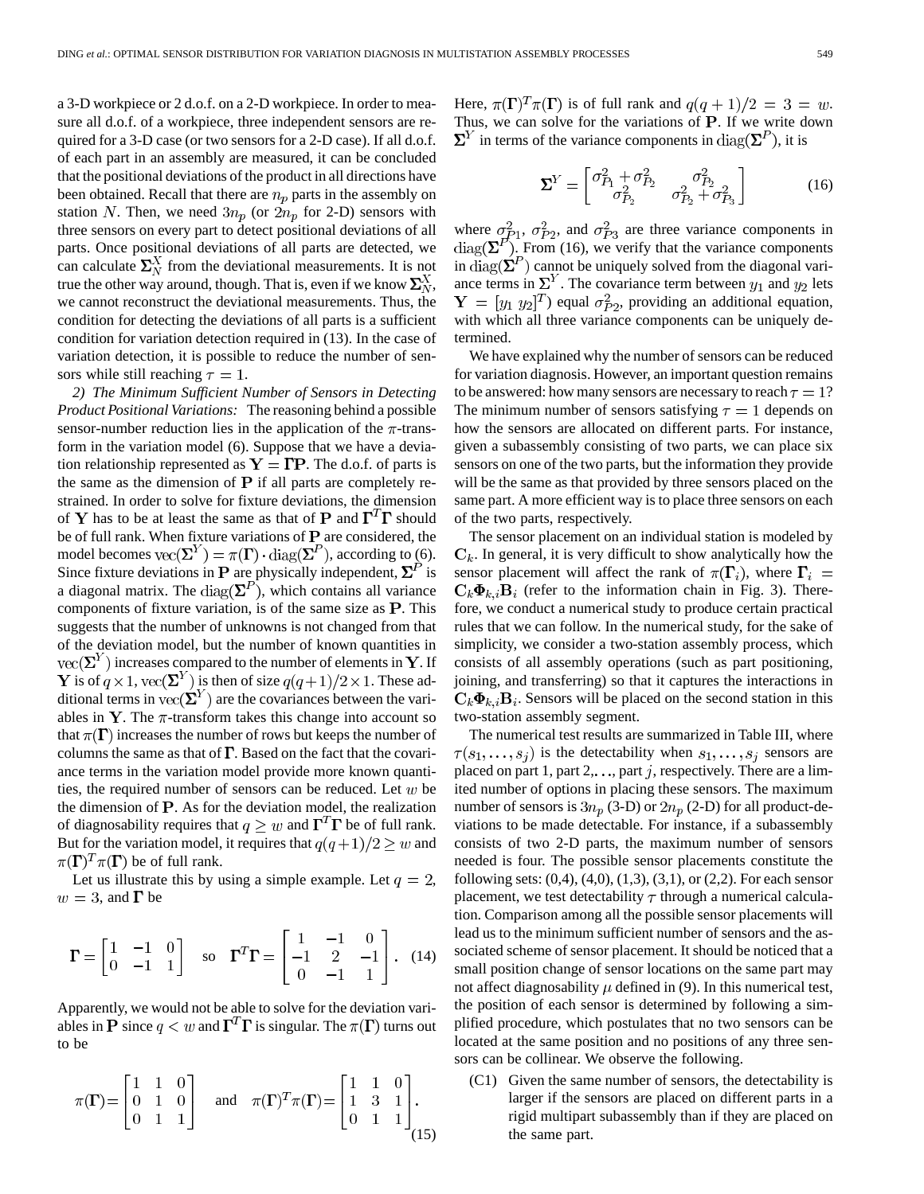a 3-D workpiece or 2 d.o.f. on a 2-D workpiece. In order to measure all d.o.f. of a workpiece, three independent sensors are required for a 3-D case (or two sensors for a 2-D case). If all d.o.f. of each part in an assembly are measured, it can be concluded that the positional deviations of the product in all directions have been obtained. Recall that there are $n_p$ parts in the assembly on station $N$. Then, we need $3n_p$ (or $2n_p$ for 2-D) sensors with three sensors on every part to detect positional deviations of all parts. Once positional deviations of all parts are detected, we can calculate $\mathbf{\Sigma}_N^X$ from the deviational measurements. It is not true the other way around, though. That is, even if we know $\mathbf{\Sigma}_N^X$, we cannot reconstruct the deviational measurements. Thus, the condition for detecting the deviations of all parts is a sufficient condition for variation detection required in (13). In the case of variation detection, it is possible to reduce the number of sensors while still reaching $\tau = 1$.

*2) The Minimum Sufficient Number of Sensors in Detecting Product Positional Variations:* The reasoning behind a possible sensor-number reduction lies in the application of the $\pi$-transform in the variation model (6). Suppose that we have a deviation relationship represented as $\mathbf{Y} = \mathbf{\Gamma P}$. The d.o.f. of parts is the same as the dimension of $\mathbf{P}$ if all parts are completely restrained. In order to solve for fixture deviations, the dimension of $\mathbf{Y}$ has to be at least the same as that of $\mathbf{P}$ and $\mathbf{\Gamma}^T\mathbf{\Gamma}$ should be of full rank. When fixture variations of $\mathbf{P}$ are considered, the model becomes $\mathrm{vec}(\mathbf{\Sigma}^Y) = \pi(\mathbf{\Gamma}) \cdot \mathrm{diag}(\mathbf{\Sigma}^P)$, according to (6). Since fixture deviations in $\mathbf{P}$ are physically independent, $\mathbf{\Sigma}^P$ is a diagonal matrix. The $\mathrm{diag}(\mathbf{\Sigma}^P)$, which contains all variance components of fixture variation, is of the same size as $\mathbf{P}$. This suggests that the number of unknowns is not changed from that of the deviation model, but the number of known quantities in $\mathrm{vec}(\mathbf{\Sigma}^Y)$ increases compared to the number of elements in $\mathbf{Y}$. If $\mathbf{Y}$ is of $q \times 1$, $\mathrm{vec}(\mathbf{\Sigma}^Y)$ is then of size $q(q+1)/2 \times 1$. These additional terms in $\mathrm{vec}(\mathbf{\Sigma}^Y)$ are the covariances between the variables in $\mathbf{Y}$. The $\pi$-transform takes this change into account so that $\pi(\mathbf{\Gamma})$ increases the number of rows but keeps the number of columns the same as that of $\mathbf{\Gamma}$. Based on the fact that the covariance terms in the variation model provide more known quantities, the required number of sensors can be reduced. Let $w$ be the dimension of $\mathbf{P}$. As for the deviation model, the realization of diagnosability requires that $q \geq w$ and $\mathbf{\Gamma}^T\mathbf{\Gamma}$ be of full rank. But for the variation model, it requires that $q(q+1)/2 \geq w$ and $\pi(\mathbf{\Gamma})^T\pi(\mathbf{\Gamma})$ be of full rank.

Let us illustrate this by using a simple example. Let $q = 2$, $w = 3$, and $\mathbf{\Gamma}$ be

$$\mathbf{\Gamma} = \begin{bmatrix} 1 & -1 & 0 \\ 0 & -1 & 1 \end{bmatrix} \quad \text{so} \quad \mathbf{\Gamma}^T\mathbf{\Gamma} = \begin{bmatrix} 1 & -1 & 0 \\ -1 & 2 & -1 \\ 0 & -1 & 1 \end{bmatrix}. \quad (14)$$

Apparently, we would not be able to solve for the deviation variables in $\mathbf{P}$ since $q < w$ and $\mathbf{\Gamma}^T\mathbf{\Gamma}$ is singular. The $\pi(\mathbf{\Gamma})$ turns out to be

$$\pi(\mathbf{\Gamma}) = \begin{bmatrix} 1 & 1 & 0 \\ 0 & 1 & 0 \\ 0 & 1 & 1 \end{bmatrix} \quad \text{and} \quad \pi(\mathbf{\Gamma})^T\pi(\mathbf{\Gamma}) = \begin{bmatrix} 1 & 1 & 0 \\ 1 & 3 & 1 \\ 0 & 1 & 1 \end{bmatrix}. \quad (15)$$

Here, $\pi(\mathbf{\Gamma})^T\pi(\mathbf{\Gamma})$ is of full rank and $q(q+1)/2 = 3 = w$. Thus, we can solve for the variations of $\mathbf{P}$. If we write down $\mathbf{\Sigma}^Y$ in terms of the variance components in $\mathrm{diag}(\mathbf{\Sigma}^P)$, it is

$$\mathbf{\Sigma}^Y = \begin{bmatrix} \sigma_{P_1}^2 + \sigma_{P_2}^2 & \sigma_{P_2}^2 \\ \sigma_{P_2}^2 & \sigma_{P_2}^2 + \sigma_{P_3}^2 \end{bmatrix} \quad (16)$$

where $\sigma_{P1}^2$, $\sigma_{P2}^2$, and $\sigma_{P3}^2$ are three variance components in $\mathrm{diag}(\mathbf{\Sigma}^P)$. From (16), we verify that the variance components in $\mathrm{diag}(\mathbf{\Sigma}^P)$ cannot be uniquely solved from the diagonal variance terms in $\mathbf{\Sigma}^Y$. The covariance term between $y_1$ and $y_2$ lets $\mathbf{Y} = [y_1\ y_2]^T$) equal $\sigma_{P2}^2$, providing an additional equation, with which all three variance components can be uniquely determined.

We have explained why the number of sensors can be reduced for variation diagnosis. However, an important question remains to be answered: how many sensors are necessary to reach $\tau = 1$? The minimum number of sensors satisfying $\tau = 1$ depends on how the sensors are allocated on different parts. For instance, given a subassembly consisting of two parts, we can place six sensors on one of the two parts, but the information they provide will be the same as that provided by three sensors placed on the same part. A more efficient way is to place three sensors on each of the two parts, respectively.

The sensor placement on an individual station is modeled by $\mathbf{C}_k$. In general, it is very difficult to show analytically how the sensor placement will affect the rank of $\pi(\mathbf{\Gamma}_i)$, where $\mathbf{\Gamma}_i = \mathbf{C}_k\mathbf{\Phi}_{k,i}\mathbf{B}_i$ (refer to the information chain in Fig. 3). Therefore, we conduct a numerical study to produce certain practical rules that we can follow. In the numerical study, for the sake of simplicity, we consider a two-station assembly process, which consists of all assembly operations (such as part positioning, joining, and transferring) so that it captures the interactions in $\mathbf{C}_k\mathbf{\Phi}_{k,i}\mathbf{B}_i$. Sensors will be placed on the second station in this two-station assembly segment.

The numerical test results are summarized in Table III, where $\tau(s_1, \ldots, s_j)$ is the detectability when $s_1, \ldots, s_j$ sensors are placed on part 1, part 2,..., part $j$, respectively. There are a limited number of options in placing these sensors. The maximum number of sensors is $3n_p$ (3-D) or $2n_p$ (2-D) for all product-deviations to be made detectable. For instance, if a subassembly consists of two 2-D parts, the maximum number of sensors needed is four. The possible sensor placements constitute the following sets: (0,4), (4,0), (1,3), (3,1), or (2,2). For each sensor placement, we test detectability $\tau$ through a numerical calculation. Comparison among all the possible sensor placements will lead us to the minimum sufficient number of sensors and the associated scheme of sensor placement. It should be noticed that a small position change of sensor locations on the same part may not affect diagnosability $\mu$ defined in (9). In this numerical test, the position of each sensor is determined by following a simplified procedure, which postulates that no two sensors can be located at the same position and no positions of any three sensors can be collinear. We observe the following.

(C1) Given the same number of sensors, the detectability is larger if the sensors are placed on different parts in a rigid multipart subassembly than if they are placed on the same part.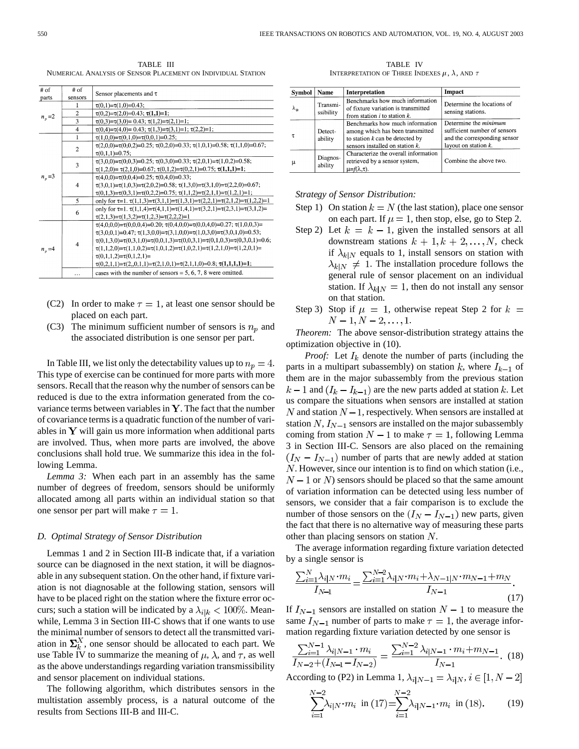TABLE III
NUMERICAL ANALYSIS OF SENSOR PLACEMENT ON INDIVIDUAL STATION

| # of parts | # of sensors | Sensor placements and τ |
|---|---|---|
| $n_p = 2$ | 1 | τ(0,1)=τ(1,0)=0.43; |
| | 2 | τ(0,2)=τ(2,0)=0.43; **τ(1,1)=1**; |
| | 3 | τ(0,3)=τ(3,0)= 0.43; τ(1,2)=τ(2,1)=1; |
| | 4 | τ(0,4)=τ(4,0)= 0.43; τ(1,3)=τ(3,1)=1; τ(2,2)=1; |
| $n_p = 3$ | 1 | τ(1,0,0)=τ(0,1,0)=τ(0,0,1)=0.25; |
| | 2 | τ(2,0,0)=τ(0,0,2)=0.25; τ(0,2,0)=0.33; τ(1,0,1)=0.58; τ(1,1,0)=0.67; τ(0,1,1)=0.75; |
| | 3 | τ(3,0,0)=τ(0,0,3)=0.25; τ(0,3,0)=0.33; τ(2,0,1)=τ(1,0,2)=0.58; τ(1,2,0)= τ(2,1,0)=0.67; τ(0,1,2)=τ(0,2,1)=0.75; **τ(1,1,1)=1**; |
| | 4 | τ(4,0,0)=τ(0,0,4)=0.25; τ(0,4,0)=0.33; τ(3,0,1)=τ(1,0,3)=τ(2,0,2)=0.58; τ(1,3,0)=τ(3,1,0)=τ(2,2,0)=0.67; τ(0,1,3)=τ(0,3,1)=τ(0,2,2)=0.75; τ(1,1,2)=τ(2,1,1)=τ(1,2,1)=1; |
| | 5 | only for τ=1. τ(1,1,3)=τ(3,1,1)=τ(1,3,1)=τ(2,2,1)=τ(2,1,2)=τ(1,2,2)=1 |
| | 6 | only for τ=1. τ(1,1,4)=τ(4,1,1)=τ(1,4,1)=τ(3,2,1)=τ(2,3,1)=τ(3,1,2)= τ(2,1,3)=τ(1,3,2)=τ(1,2,3)=τ(2,2,2)=1 |
| $n_p = 4$ | 4 | τ(4,0,0,0)=τ(0,0,0,4)=0.20; τ(0,4,0,0)=τ(0,0,4,0)=0.27; τ(1,0,0,3)= τ(3,0,0,1)=0.47; τ(1,3,0,0)=τ(3,1,0,0)=τ(1,0,3,0)=τ(3,0,1,0)=0.53; τ(0,1,3,0)=τ(0,3,1,0)=τ(0,0,1,3)=τ(0,0,3,1)=τ(0,1,0,3)=τ(0,3,0,1)=0.6; τ(1,1,2,0)=τ(1,1,0,2)=τ(1,0,1,2)=τ(1,0,2,1)=τ(1,2,1,0)=τ(1,2,0,1)= τ(0,1,1,2)=τ(0,1,2,1)= τ(0,2,1,1)=τ(2,,0,1,1)=τ(2,1,0,1)=τ(2,1,1,0)=0.8; **τ(1,1,1,1)=1**; |
| | … | cases with the number of sensors = 5, 6, 7, 8 were omitted. |

(C2) In order to make $\tau = 1$, at least one sensor should be placed on each part.

(C3) The minimum sufficient number of sensors is $n_p$ and the associated distribution is one sensor per part.

In Table III, we list only the detectability values up to $n_p = 4$. This type of exercise can be continued for more parts with more sensors. Recall that the reason why the number of sensors can be reduced is due to the extra information generated from the covariance terms between variables in $\mathbf{Y}$. The fact that the number of covariance terms is a quadratic function of the number of variables in $\mathbf{Y}$ will gain us more information when additional parts are involved. Thus, when more parts are involved, the above conclusions shall hold true. We summarize this idea in the following Lemma.

*Lemma 3:* When each part in an assembly has the same number of degrees of freedom, sensors should be uniformly allocated among all parts within an individual station so that one sensor per part will make $\tau = 1$.

### D. Optimal Strategy of Sensor Distribution

Lemmas 1 and 2 in Section III-B indicate that, if a variation source can be diagnosed in the next station, it will be diagnosable in any subsequent station. On the other hand, if fixture variation is not diagnosable at the following station, sensors will have to be placed right on the station where the fixture error occurs; such a station will be indicated by a $\lambda_{i|k} < 100\%$. Meanwhile, Lemma 3 in Section III-C shows that if one wants to use the minimal number of sensors to detect all the transmitted variation in $\mathbf{\Sigma}_k^X$, one sensor should be allocated to each part. We use Table IV to summarize the meaning of $\mu$, $\lambda$, and $\tau$, as well as the above understandings regarding variation transmissibility and sensor placement on individual stations.

The following algorithm, which distributes sensors in the multistation assembly process, is a natural outcome of the results from Sections III-B and III-C.

TABLE IV
INTERPRETATION OF THREE INDEXES $\mu$, $\lambda$, AND $\tau$

| Symbol | Name | Interpretation | Impact |
|---|---|---|---|
| $\lambda_*$ | Transmissibility | Benchmarks how much information of fixture variation is transmitted from station *i* to station *k*. | Determine the locations of sensing stations. |
| $\tau$ | Detectability | Benchmarks how much information among which has been transmitted to station *k* can be detected by sensors installed on station *k*. | Determine the *minimum* sufficient number of sensors and the corresponding sensor layout on station *k*. |
| $\mu$ | Diagnosability | Characterize the overall information retrieved by a sensor system, $\mu$=*f*($\lambda$,$\tau$). | Combine the above two. |

*Strategy of Sensor Distribution:*

Step 1) On station $k = N$ (the last station), place one sensor on each part. If $\mu = 1$, then stop, else, go to Step 2.

Step 2) Let $k = k - 1$, given the installed sensors at all downstream stations $k+1, k+2, \ldots, N$, check if $\lambda_{k|N}$ equals to 1, install sensors on station with $\lambda_{k|N} \neq 1$. The installation procedure follows the general rule of sensor placement on an individual station. If $\lambda_{k|N} = 1$, then do not install any sensor on that station.

Step 3) Stop if $\mu = 1$, otherwise repeat Step 2 for $k = N-1, N-2, \ldots, 1$.

*Theorem:* The above sensor-distribution strategy attains the optimization objective in (10).

*Proof:* Let $I_k$ denote the number of parts (including the parts in a multipart subassembly) on station $k$, where $I_{k-1}$ of them are in the major subassembly from the previous station $k-1$ and $(I_k - I_{k-1})$ are the new parts added at station $k$. Let us compare the situations when sensors are installed at station $N$ and station $N-1$, respectively. When sensors are installed at station $N$, $I_{N-1}$ sensors are installed on the major subassembly coming from station $N-1$ to make $\tau = 1$, following Lemma 3 in Section III-C. Sensors are also placed on the remaining $(I_N - I_{N-1})$ number of parts that are newly added at station $N$. However, since our intention is to find on which station (i.e., $N-1$ or $N$) sensors should be placed so that the same amount of variation information can be detected using less number of sensors, we consider that a fair comparison is to exclude the number of those sensors on the $(I_N - I_{N-1})$ new parts, given the fact that there is no alternative way of measuring these parts other than placing sensors on station $N$.

The average information regarding fixture variation detected by a single sensor is

$$\frac{\sum_{i=1}^{N} \lambda_{i|N} \cdot m_i}{I_{N-1}} = \frac{\sum_{i=1}^{N-2} \lambda_{i|N} \cdot m_i + \lambda_{N-1|N} \cdot m_{N-1} + m_N}{I_{N-1}}. \tag{17}$$

If $I_{N-1}$ sensors are installed on station $N-1$ to measure the same $I_{N-1}$ number of parts to make $\tau = 1$, the average information regarding fixture variation detected by one sensor is

$$\frac{\sum_{i=1}^{N-1} \lambda_{i|N-1} \cdot m_i}{I_{N-2} + (I_{N-1} - I_{N-2})} = \frac{\sum_{i=1}^{N-2} \lambda_{i|N-1} \cdot m_i + m_{N-1}}{I_{N-1}}. \tag{18}$$

According to (P2) in Lemma 1, $\lambda_{i|N-1} = \lambda_{i|N}, i \in [1, N-2]$

$$\sum_{i=1}^{N-2} \lambda_{i|N} \cdot m_i \text{ in (17)} = \sum_{i=1}^{N-2} \lambda_{i|N-1} \cdot m_i \text{ in (18)}. \tag{19}$$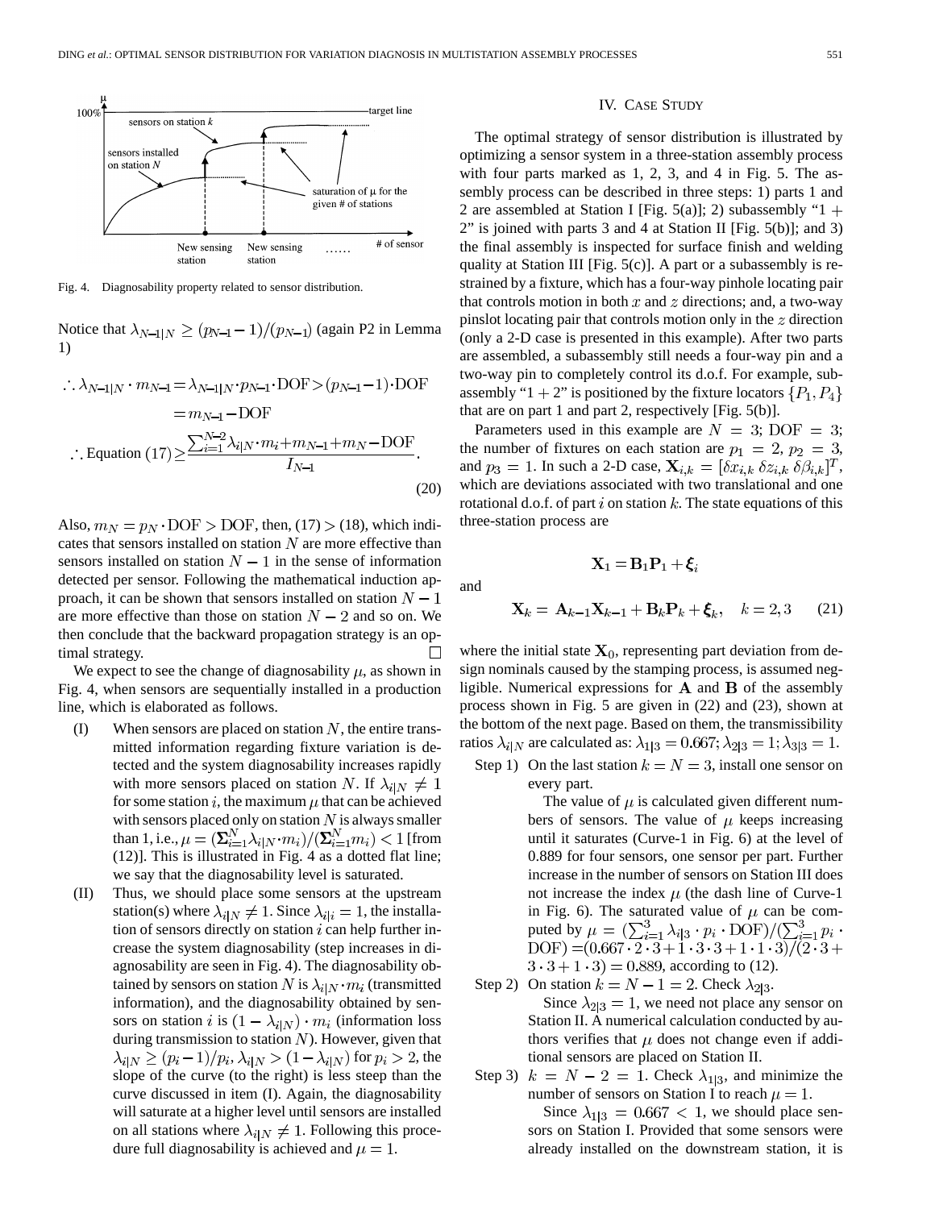Fig. 4. Diagnosability property related to sensor distribution.

Notice that $\lambda_{N-1|N} \geq (p_{N-1}-1)/(p_{N-1})$ (again P2 in Lemma 1)

$$\therefore \lambda_{N-1|N} \cdot m_{N-1} = \lambda_{N-1|N} \cdot p_{N-1} \cdot \mathrm{DOF} > (p_{N-1}-1) \cdot \mathrm{DOF}$$
$$= m_{N-1} - \mathrm{DOF}$$
$$\therefore \text{Equation (17)} \geq \frac{\sum_{i=1}^{N-2} \lambda_{i|N} \cdot m_i + m_{N-1} + m_N - \mathrm{DOF}}{I_{N-1}}. \tag{20}$$

Also, $m_N = p_N \cdot \mathrm{DOF} > \mathrm{DOF}$, then, $(17) > (18)$, which indicates that sensors installed on station $N$ are more effective than sensors installed on station $N-1$ in the sense of information detected per sensor. Following the mathematical induction approach, it can be shown that sensors installed on station $N-1$ are more effective than those on station $N-2$ and so on. We then conclude that the backward propagation strategy is an optimal strategy. □

We expect to see the change of diagnosability $\mu$, as shown in Fig. 4, when sensors are sequentially installed in a production line, which is elaborated as follows.

(I) When sensors are placed on station $N$, the entire transmitted information regarding fixture variation is detected and the system diagnosability increases rapidly with more sensors placed on station $N$. If $\lambda_{i|N} \neq 1$ for some station $i$, the maximum $\mu$ that can be achieved with sensors placed only on station $N$ is always smaller than 1, i.e., $\mu = (\Sigma_{i=1}^{N} \lambda_{i|N} \cdot m_i)/(\Sigma_{i=1}^{N} m_i) < 1$ [from (12)]. This is illustrated in Fig. 4 as a dotted flat line; we say that the diagnosability level is saturated.

(II) Thus, we should place some sensors at the upstream station(s) where $\lambda_{i|N} \neq 1$. Since $\lambda_{i|i} = 1$, the installation of sensors directly on station $i$ can help further increase the system diagnosability (step increases in diagnosability are seen in Fig. 4). The diagnosability obtained by sensors on station $N$ is $\lambda_{i|N} \cdot m_i$ (transmitted information), and the diagnosability obtained by sensors on station $i$ is $(1-\lambda_{i|N}) \cdot m_i$ (information loss during transmission to station $N$). However, given that $\lambda_{i|N} \geq (p_i - 1)/p_i$, $\lambda_{i|N} > (1-\lambda_{i|N})$ for $p_i > 2$, the slope of the curve (to the right) is less steep than the curve discussed in item (I). Again, the diagnosability will saturate at a higher level until sensors are installed on all stations where $\lambda_{i|N} \neq 1$. Following this procedure full diagnosability is achieved and $\mu = 1$.

## IV. Case Study

The optimal strategy of sensor distribution is illustrated by optimizing a sensor system in a three-station assembly process with four parts marked as 1, 2, 3, and 4 in Fig. 5. The assembly process can be described in three steps: 1) parts 1 and 2 are assembled at Station I [Fig. 5(a)]; 2) subassembly "1 + 2" is joined with parts 3 and 4 at Station II [Fig. 5(b)]; and 3) the final assembly is inspected for surface finish and welding quality at Station III [Fig. 5(c)]. A part or a subassembly is restrained by a fixture, which has a four-way pinhole locating pair that controls motion in both $x$ and $z$ directions; and, a two-way pinslot locating pair that controls motion only in the $z$ direction (only a 2-D case is presented in this example). After two parts are assembled, a subassembly still needs a four-way pin and a two-way pin to completely control its d.o.f. For example, subassembly "1 + 2" is positioned by the fixture locators $\{P_1, P_4\}$ that are on part 1 and part 2, respectively [Fig. 5(b)].

Parameters used in this example are $N = 3$; $\mathrm{DOF} = 3$; the number of fixtures on each station are $p_1 = 2$, $p_2 = 3$, and $p_3 = 1$. In such a 2-D case, $\mathbf{X}_{i,k} = [\delta x_{i,k}\ \delta z_{i,k}\ \delta\beta_{i,k}]^T$, which are deviations associated with two translational and one rotational d.o.f. of part $i$ on station $k$. The state equations of this three-station process are

$$\mathbf{X}_1 = \mathbf{B}_1\mathbf{P}_1 + \boldsymbol{\xi}_i$$

and

$$\mathbf{X}_k = \mathbf{A}_{k-1}\mathbf{X}_{k-1} + \mathbf{B}_k\mathbf{P}_k + \boldsymbol{\xi}_k, \quad k = 2, 3 \tag{21}$$

where the initial state $\mathbf{X}_0$, representing part deviation from design nominals caused by the stamping process, is assumed negligible. Numerical expressions for $\mathbf{A}$ and $\mathbf{B}$ of the assembly process shown in Fig. 5 are given in (22) and (23), shown at the bottom of the next page. Based on them, the transmissibility ratios $\lambda_{i|N}$ are calculated as: $\lambda_{1|3} = 0.667$; $\lambda_{2|3} = 1$; $\lambda_{3|3} = 1$.

Step 1) On the last station $k = N = 3$, install one sensor on every part.

The value of $\mu$ is calculated given different numbers of sensors. The value of $\mu$ keeps increasing until it saturates (Curve-1 in Fig. 6) at the level of 0.889 for four sensors, one sensor per part. Further increase in the number of sensors on Station III does not increase the index $\mu$ (the dash line of Curve-1 in Fig. 6). The saturated value of $\mu$ can be computed by $\mu = (\sum_{i=1}^{3} \lambda_{i|3} \cdot p_i \cdot \mathrm{DOF})/(\sum_{i=1}^{3} p_i \cdot \mathrm{DOF}) = (0.667 \cdot 2 \cdot 3 + 1 \cdot 3 \cdot 3 + 1 \cdot 1 \cdot 3)/(2 \cdot 3 + 3 \cdot 3 + 1 \cdot 3) = 0.889$, according to (12).

Step 2) On station $k = N - 1 = 2$. Check $\lambda_{2|3}$.

Since $\lambda_{2|3} = 1$, we need not place any sensor on Station II. A numerical calculation conducted by authors verifies that $\mu$ does not change even if additional sensors are placed on Station II.

Step 3) $k = N - 2 = 1$. Check $\lambda_{1|3}$, and minimize the number of sensors on Station I to reach $\mu = 1$.

Since $\lambda_{1|3} = 0.667 < 1$, we should place sensors on Station I. Provided that some sensors were already installed on the downstream station, it is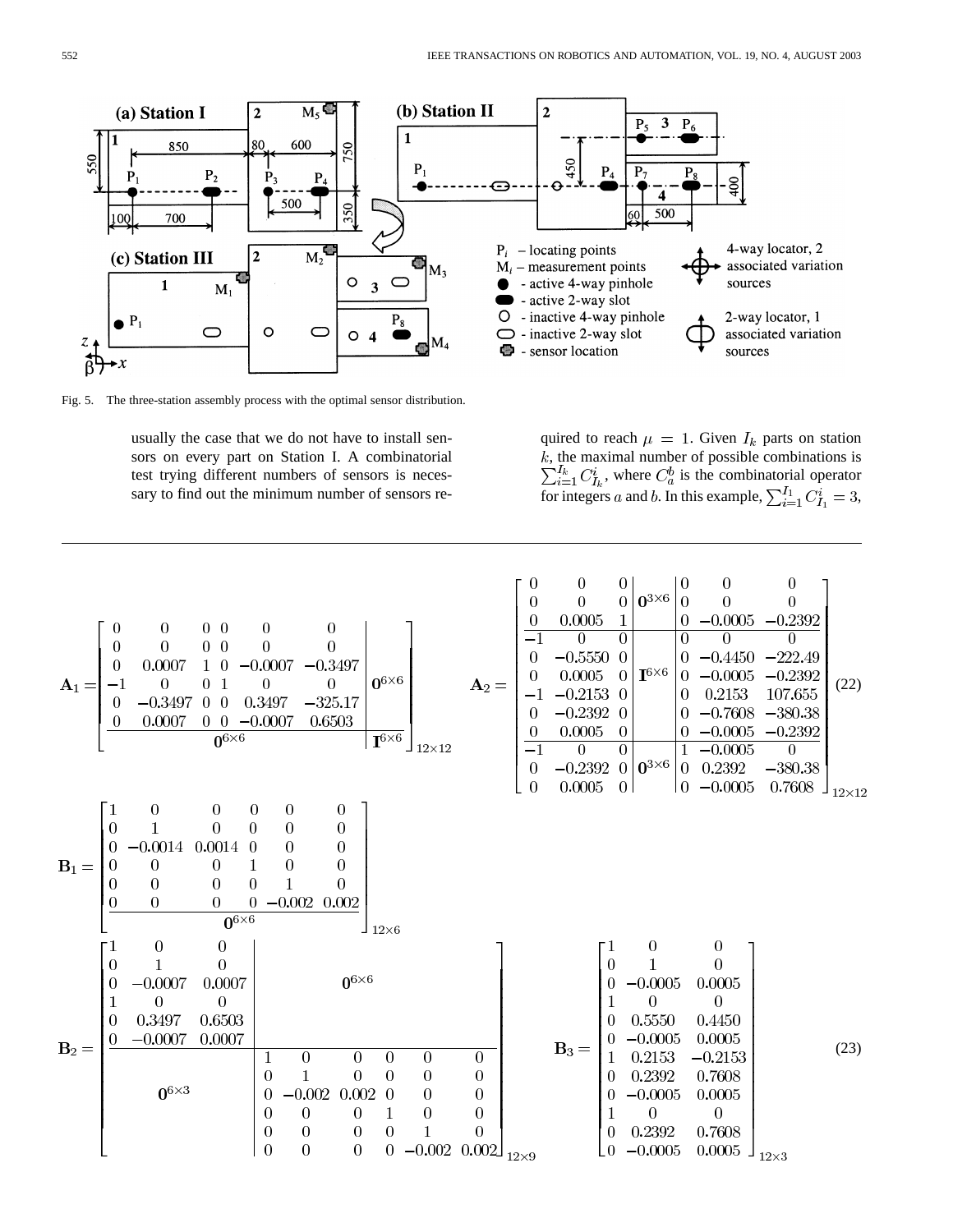Fig. 5. The three-station assembly process with the optimal sensor distribution.

usually the case that we do not have to install sensors on every part on Station I. A combinatorial test trying different numbers of sensors is necessary to find out the minimum number of sensors required to reach $\mu = 1$. Given $I_k$ parts on station $k$, the maximal number of possible combinations is $\sum_{i=1}^{I_k} C_{I_k}^i$, where $C_a^b$ is the combinatorial operator for integers $a$ and $b$. In this example, $\sum_{i=1}^{I_1} C_{I_1}^i = 3$,

$$
\mathbf{A}_1 = \left[\begin{array}{cccccc|c}
0 & 0 & 0 & 0 & 0 & 0 & \\
0 & 0 & 0 & 0 & 0 & 0 & \\
0 & 0.0007 & 1 & 0 & -0.0007 & -0.3497 & \\
-1 & 0 & 0 & 1 & 0 & 0 & \mathbf{0}^{6\times 6} \\
0 & -0.3497 & 0 & 0 & 0.3497 & -325.17 & \\
0 & 0.0007 & 0 & 0 & -0.0007 & 0.6503 & \\
\hline
 & & & \mathbf{0}^{6\times 6} & & & \mathbf{I}^{6\times 6}
\end{array}\right]_{12\times 12}
\quad
\mathbf{A}_2 = \left[\begin{array}{ccc|c|ccc}
0 & 0 & 0 & & 0 & 0 & 0 \\
0 & 0 & 0 & \mathbf{0}^{3\times 6} & 0 & 0 & 0 \\
0 & 0.0005 & 1 & & 0 & -0.0005 & -0.2392 \\
\hline
-1 & 0 & 0 & & 0 & 0 & 0 \\
0 & -0.5550 & 0 & & 0 & -0.4450 & -222.49 \\
0 & 0.0005 & 0 & \mathbf{I}^{6\times 6} & 0 & -0.0005 & -0.2392 \\
-1 & -0.2153 & 0 & & 0 & 0.2153 & 107.655 \\
0 & -0.2392 & 0 & & 0 & -0.7608 & -380.38 \\
0 & 0.0005 & 0 & & 0 & -0.0005 & -0.2392 \\
\hline
-1 & 0 & 0 & & 1 & -0.0005 & 0 \\
0 & -0.2392 & 0 & \mathbf{0}^{3\times 6} & 0 & 0.2392 & -380.38 \\
0 & 0.0005 & 0 & & 0 & -0.0005 & 0.7608
\end{array}\right]_{12\times 12}
\quad (22)
$$

$$
\mathbf{B}_1 = \left[\begin{array}{cccccc}
1 & 0 & 0 & 0 & 0 & 0 \\
0 & 1 & 0 & 0 & 0 & 0 \\
0 & -0.0014 & 0.0014 & 0 & 0 & 0 \\
0 & 0 & 0 & 1 & 0 & 0 \\
0 & 0 & 0 & 0 & 1 & 0 \\
0 & 0 & 0 & 0 & -0.002 & 0.002 \\
\hline
 & & & \mathbf{0}^{6\times 6} & &
\end{array}\right]_{12\times 6}
$$

$$
\mathbf{B}_2 = \left[\begin{array}{ccc|cccccc}
1 & 0 & 0 & & & & & & \\
0 & 1 & 0 & & & & & & \\
0 & -0.0007 & 0.0007 & & & \mathbf{0}^{6\times 6} & & & \\
1 & 0 & 0 & & & & & & \\
0 & 0.3497 & 0.6503 & & & & & & \\
0 & -0.0007 & 0.0007 & & & & & & \\
\hline
 & & & 1 & 0 & 0 & 0 & 0 & 0 \\
 & & & 0 & 1 & 0 & 0 & 0 & 0 \\
 & \mathbf{0}^{6\times 3} & & 0 & -0.002 & 0.002 & 0 & 0 & 0 \\
 & & & 0 & 0 & 0 & 1 & 0 & 0 \\
 & & & 0 & 0 & 0 & 0 & 1 & 0 \\
 & & & 0 & 0 & 0 & 0 & -0.002 & 0.002
\end{array}\right]_{12\times 9}
\quad
\mathbf{B}_3 = \begin{bmatrix}
1 & 0 & 0 \\
0 & 1 & 0 \\
0 & -0.0005 & 0.0005 \\
1 & 0 & 0 \\
0 & 0.5550 & 0.4450 \\
0 & -0.0005 & 0.0005 \\
1 & 0.2153 & -0.2153 \\
0 & 0.2392 & 0.7608 \\
0 & -0.0005 & 0.0005 \\
1 & 0 & 0 \\
0 & 0.2392 & 0.7608 \\
0 & -0.0005 & 0.0005
\end{bmatrix}_{12\times 3}
\quad (23)
$$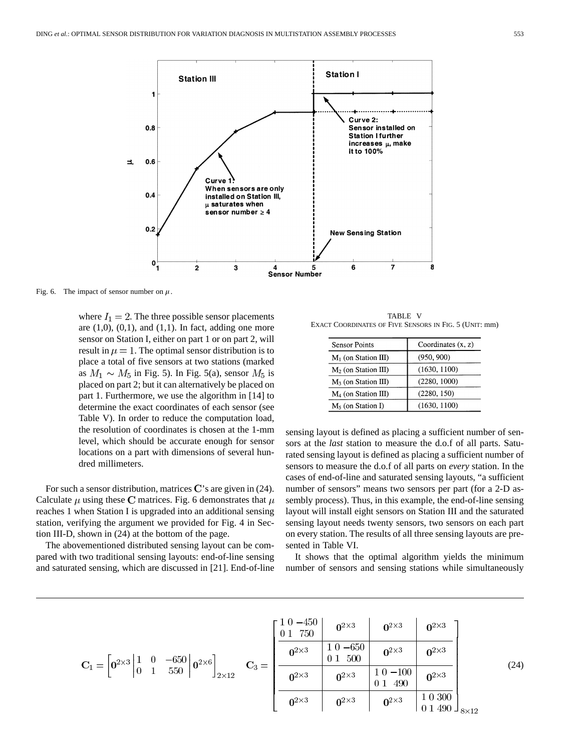Fig. 6. The impact of sensor number on $\mu$.

where $I_1 = 2$. The three possible sensor placements are (1,0), (0,1), and (1,1). In fact, adding one more sensor on Station I, either on part 1 or on part 2, will result in $\mu = 1$. The optimal sensor distribution is to place a total of five sensors at two stations (marked as $M_1 \sim M_5$ in Fig. 5). In Fig. 5(a), sensor $M_5$ is placed on part 2; but it can alternatively be placed on part 1. Furthermore, we use the algorithm in [14] to determine the exact coordinates of each sensor (see Table V). In order to reduce the computation load, the resolution of coordinates is chosen at the 1-mm level, which should be accurate enough for sensor locations on a part with dimensions of several hundred millimeters.

TABLE V
EXACT COORDINATES OF FIVE SENSORS IN FIG. 5 (UNIT: mm)

| Sensor Points | Coordinates (x, z) |
|---|---|
| $M_1$ (on Station III) | (950, 900) |
| $M_2$ (on Station III) | (1630, 1100) |
| $M_3$ (on Station III) | (2280, 1000) |
| $M_4$ (on Station III) | (2280, 150) |
| $M_5$ (on Station I) | (1630, 1100) |

For such a sensor distribution, matrices $\mathbf{C}$'s are given in (24). Calculate $\mu$ using these $\mathbf{C}$ matrices. Fig. 6 demonstrates that $\mu$ reaches 1 when Station I is upgraded into an additional sensing station, verifying the argument we provided for Fig. 4 in Section III-D, shown in (24) at the bottom of the page.

The abovementioned distributed sensing layout can be compared with two traditional sensing layouts: end-of-line sensing and saturated sensing, which are discussed in [21]. End-of-line sensing layout is defined as placing a sufficient number of sensors at the *last* station to measure the d.o.f of all parts. Saturated sensing layout is defined as placing a sufficient number of sensors to measure the d.o.f of all parts on *every* station. In the cases of end-of-line and saturated sensing layouts, "a sufficient number of sensors" means two sensors per part (for a 2-D assembly process). Thus, in this example, the end-of-line sensing layout will install eight sensors on Station III and the saturated sensing layout needs twenty sensors, two sensors on each part on every station. The results of all three sensing layouts are presented in Table VI.

It shows that the optimal algorithm yields the minimum number of sensors and sensing stations while simultaneously

$$\mathbf{C}_1 = \left[\mathbf{0}^{2\times3} \left| \begin{matrix} 1 & 0 & -650 \\ 0 & 1 & 550 \end{matrix} \right| \mathbf{0}^{2\times6}\right]_{2\times12} \quad \mathbf{C}_3 = \left[\begin{array}{c|c|c|c} \begin{matrix} 1 & 0 & -450 \\ 0 & 1 & 750 \end{matrix} & \mathbf{0}^{2\times3} & \mathbf{0}^{2\times3} & \mathbf{0}^{2\times3} \\ \hline \mathbf{0}^{2\times3} & \begin{matrix} 1 & 0 & -650 \\ 0 & 1 & 500 \end{matrix} & \mathbf{0}^{2\times3} & \mathbf{0}^{2\times3} \\ \hline \mathbf{0}^{2\times3} & \mathbf{0}^{2\times3} & \begin{matrix} 1 & 0 & -100 \\ 0 & 1 & 490 \end{matrix} & \mathbf{0}^{2\times3} \\ \hline \mathbf{0}^{2\times3} & \mathbf{0}^{2\times3} & \mathbf{0}^{2\times3} & \begin{matrix} 1 & 0 & 300 \\ 0 & 1 & 490 \end{matrix} \end{array}\right]_{8\times12} \tag{24}$$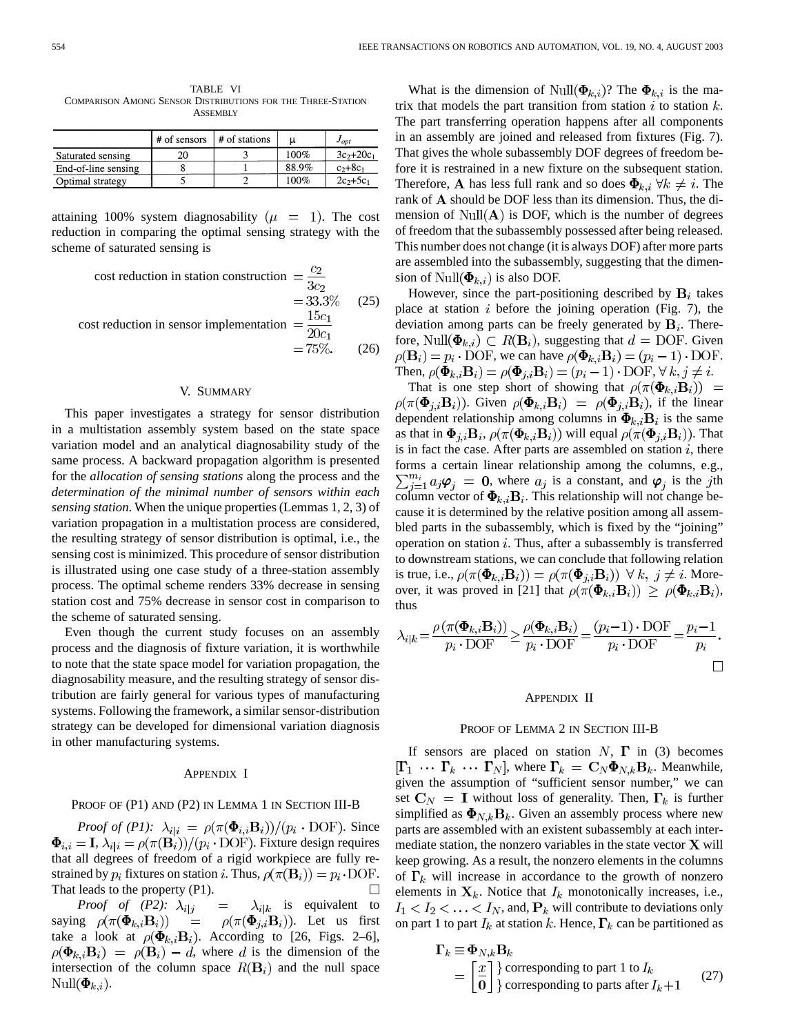TABLE VI
COMPARISON AMONG SENSOR DISTRIBUTIONS FOR THE THREE-STATION ASSEMBLY

| | # of sensors | # of stations | μ | $J_{opt}$ |
|---|---|---|---|---|
| Saturated sensing | 20 | 3 | 100% | $3c_2+20c_1$ |
| End-of-line sensing | 8 | 1 | 88.9% | $c_2+8c_1$ |
| Optimal strategy | 5 | 2 | 100% | $2c_2+5c_1$ |

attaining 100% system diagnosability $(\mu = 1)$. The cost reduction in comparing the optimal sensing strategy with the scheme of saturated sensing is

$$\text{cost reduction in station construction } = \frac{c_2}{3c_2} = 33.3\% \tag{25}$$

$$\text{cost reduction in sensor implementation } = \frac{15c_1}{20c_1} = 75\%. \tag{26}$$

## V. SUMMARY

This paper investigates a strategy for sensor distribution in a multistation assembly system based on the state space variation model and an analytical diagnosability study of the same process. A backward propagation algorithm is presented for the *allocation of sensing stations* along the process and the *determination of the minimal number of sensors within each sensing station*. When the unique properties (Lemmas 1, 2, 3) of variation propagation in a multistation process are considered, the resulting strategy of sensor distribution is optimal, i.e., the sensing cost is minimized. This procedure of sensor distribution is illustrated using one case study of a three-station assembly process. The optimal scheme renders 33% decrease in sensing station cost and 75% decrease in sensor cost in comparison to the scheme of saturated sensing.

Even though the current study focuses on an assembly process and the diagnosis of fixture variation, it is worthwhile to note that the state space model for variation propagation, the diagnosability measure, and the resulting strategy of sensor distribution are fairly general for various types of manufacturing systems. Following the framework, a similar sensor-distribution strategy can be developed for dimensional variation diagnosis in other manufacturing systems.

## APPENDIX I

### PROOF OF (P1) AND (P2) IN LEMMA 1 IN SECTION III-B

*Proof of (P1):* $\lambda_{i|i} = \rho(\pi(\mathbf{\Phi}_{i,i}\mathbf{B}_i))/(p_i \cdot \text{DOF})$. Since $\mathbf{\Phi}_{i,i} = \mathbf{I}$, $\lambda_{i|i} = \rho(\pi(\mathbf{B}_i))/(p_i \cdot \text{DOF})$. Fixture design requires that all degrees of freedom of a rigid workpiece are fully restrained by $p_i$ fixtures on station $i$. Thus, $\rho(\pi(\mathbf{B}_i)) = p_i \cdot \text{DOF}$. That leads to the property (P1). □

*Proof of (P2):* $\lambda_{i|j} = \lambda_{i|k}$ is equivalent to saying $\rho(\pi(\mathbf{\Phi}_{k,i}\mathbf{B}_i)) = \rho(\pi(\mathbf{\Phi}_{j,i}\mathbf{B}_i))$. Let us first take a look at $\rho(\mathbf{\Phi}_{k,i}\mathbf{B}_i)$. According to [26, Figs. 2–6], $\rho(\mathbf{\Phi}_{k,i}\mathbf{B}_i) = \rho(\mathbf{B}_i) - d$, where $d$ is the dimension of the intersection of the column space $R(\mathbf{B}_i)$ and the null space $\text{Null}(\mathbf{\Phi}_{k,i})$.

What is the dimension of $\text{Null}(\mathbf{\Phi}_{k,i})$? The $\mathbf{\Phi}_{k,i}$ is the matrix that models the part transition from station $i$ to station $k$. The part transferring operation happens after all components in an assembly are joined and released from fixtures (Fig. 7). That gives the whole subassembly DOF degrees of freedom before it is restrained in a new fixture on the subsequent station. Therefore, $\mathbf{A}$ has less full rank and so does $\mathbf{\Phi}_{k,i}\ \forall k \neq i$. The rank of $\mathbf{A}$ should be DOF less than its dimension. Thus, the dimension of $\text{Null}(\mathbf{A})$ is DOF, which is the number of degrees of freedom that the subassembly possessed after being released. This number does not change (it is always DOF) after more parts are assembled into the subassembly, suggesting that the dimension of $\text{Null}(\mathbf{\Phi}_{k,i})$ is also DOF.

However, since the part-positioning described by $\mathbf{B}_i$ takes place at station $i$ before the joining operation (Fig. 7), the deviation among parts can be freely generated by $\mathbf{B}_i$. Therefore, $\text{Null}(\mathbf{\Phi}_{k,i}) \subset R(\mathbf{B}_i)$, suggesting that $d = \text{DOF}$. Given $\rho(\mathbf{B}_i) = p_i \cdot \text{DOF}$, we can have $\rho(\mathbf{\Phi}_{k,i}\mathbf{B}_i) = (p_i - 1) \cdot \text{DOF}$. Then, $\rho(\mathbf{\Phi}_{k,i}\mathbf{B}_i) = \rho(\mathbf{\Phi}_{j,i}\mathbf{B}_i) = (p_i - 1) \cdot \text{DOF}, \forall k, j \neq i$.

That is one step short of showing that $\rho(\pi(\mathbf{\Phi}_{k,i}\mathbf{B}_i)) = \rho(\pi(\mathbf{\Phi}_{j,i}\mathbf{B}_i))$. Given $\rho(\mathbf{\Phi}_{k,i}\mathbf{B}_i) = \rho(\mathbf{\Phi}_{j,i}\mathbf{B}_i)$, if the linear dependent relationship among columns in $\mathbf{\Phi}_{k,i}\mathbf{B}_i$ is the same as that in $\mathbf{\Phi}_{j,i}\mathbf{B}_i$, $\rho(\pi(\mathbf{\Phi}_{k,i}\mathbf{B}_i))$ will equal $\rho(\pi(\mathbf{\Phi}_{j,i}\mathbf{B}_i))$. That is in fact the case. After parts are assembled on station $i$, there forms a certain linear relationship among the columns, e.g., $\sum_{j=1}^{m_i} a_j \boldsymbol{\varphi}_j = \mathbf{0}$, where $a_j$ is a constant, and $\boldsymbol{\varphi}_j$ is the $j$th column vector of $\mathbf{\Phi}_{k,i}\mathbf{B}_i$. This relationship will not change because it is determined by the relative position among all assembled parts in the subassembly, which is fixed by the "joining" operation on station $i$. Thus, after a subassembly is transferred to downstream stations, we can conclude that following relation is true, i.e., $\rho(\pi(\mathbf{\Phi}_{k,i}\mathbf{B}_i)) = \rho(\pi(\mathbf{\Phi}_{j,i}\mathbf{B}_i))\ \forall k, j \neq i$. Moreover, it was proved in [21] that $\rho(\pi(\mathbf{\Phi}_{k,i}\mathbf{B}_i)) \geq \rho(\mathbf{\Phi}_{k,i}\mathbf{B}_i)$, thus

$$\lambda_{i|k} = \frac{\rho(\pi(\mathbf{\Phi}_{k,i}\mathbf{B}_i))}{p_i \cdot \text{DOF}} \geq \frac{\rho(\mathbf{\Phi}_{k,i}\mathbf{B}_i)}{p_i \cdot \text{DOF}} = \frac{(p_i - 1) \cdot \text{DOF}}{p_i \cdot \text{DOF}} = \frac{p_i - 1}{p_i}.$$

□

## APPENDIX II

### PROOF OF LEMMA 2 IN SECTION III-B

If sensors are placed on station $N$, $\mathbf{\Gamma}$ in (3) becomes $[\mathbf{\Gamma}_1 \ \cdots \ \mathbf{\Gamma}_k \ \cdots \ \mathbf{\Gamma}_N]$, where $\mathbf{\Gamma}_k = \mathbf{C}_N \mathbf{\Phi}_{N,k} \mathbf{B}_k$. Meanwhile, given the assumption of "sufficient sensor number," we can set $\mathbf{C}_N = \mathbf{I}$ without loss of generality. Then, $\mathbf{\Gamma}_k$ is further simplified as $\mathbf{\Phi}_{N,k}\mathbf{B}_k$. Given an assembly process where new parts are assembled with an existent subassembly at each intermediate station, the nonzero variables in the state vector $\mathbf{X}$ will keep growing. As a result, the nonzero elements in the columns of $\mathbf{\Gamma}_k$ will increase in accordance to the growth of nonzero elements in $\mathbf{X}_k$. Notice that $I_k$ monotonically increases, i.e., $I_1 < I_2 < \ldots < I_N$, and, $\mathbf{P}_k$ will contribute to deviations only on part 1 to part $I_k$ at station $k$. Hence, $\mathbf{\Gamma}_k$ can be partitioned as

$$\mathbf{\Gamma}_k \equiv \mathbf{\Phi}_{N,k}\mathbf{B}_k = \begin{bmatrix} x \\ \mathbf{0} \end{bmatrix} \begin{matrix} \} \text{ corresponding to part 1 to } I_k \\ \} \text{ corresponding to parts after } I_k + 1 \end{matrix} \tag{27}$$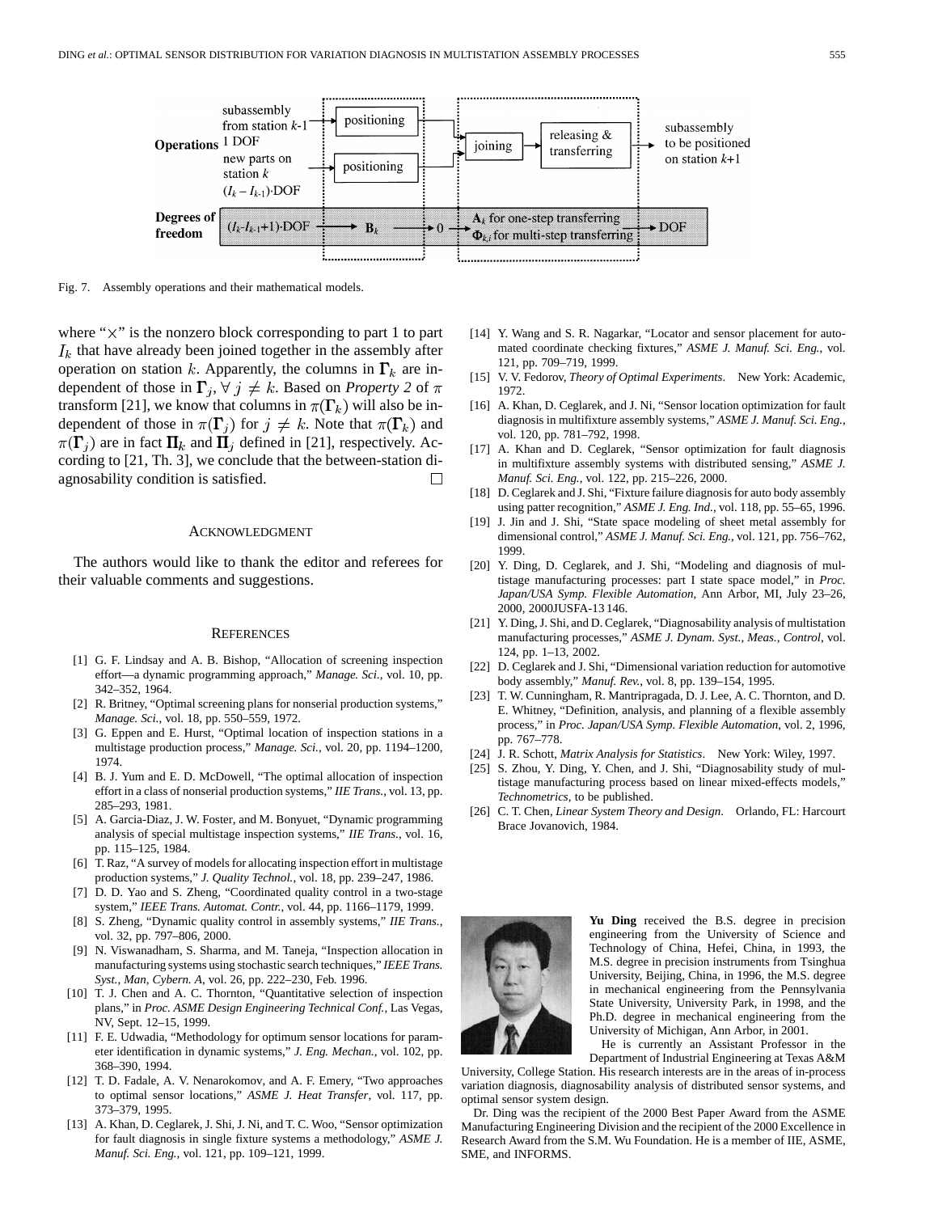Fig. 7. Assembly operations and their mathematical models.

where "×" is the nonzero block corresponding to part 1 to part $I_k$ that have already been joined together in the assembly after operation on station $k$. Apparently, the columns in $\mathbf{\Gamma}_k$ are independent of those in $\mathbf{\Gamma}_j$, $\forall\, j \neq k$. Based on *Property 2* of $\pi$ transform [21], we know that columns in $\pi(\mathbf{\Gamma}_k)$ will also be independent of those in $\pi(\mathbf{\Gamma}_j)$ for $j \neq k$. Note that $\pi(\mathbf{\Gamma}_k)$ and $\pi(\mathbf{\Gamma}_j)$ are in fact $\mathbf{\Pi}_k$ and $\mathbf{\Pi}_j$ defined in [21], respectively. According to [21, Th. 3], we conclude that the between-station diagnosability condition is satisfied. □

## ACKNOWLEDGMENT

The authors would like to thank the editor and referees for their valuable comments and suggestions.

## REFERENCES

[1] G. F. Lindsay and A. B. Bishop, "Allocation of screening inspection effort—a dynamic programming approach," *Manage. Sci.*, vol. 10, pp. 342–352, 1964.

[2] R. Britney, "Optimal screening plans for nonserial production systems," *Manage. Sci.*, vol. 18, pp. 550–559, 1972.

[3] G. Eppen and E. Hurst, "Optimal location of inspection stations in a multistage production process," *Manage. Sci.*, vol. 20, pp. 1194–1200, 1974.

[4] B. J. Yum and E. D. McDowell, "The optimal allocation of inspection effort in a class of nonserial production systems," *IIE Trans.*, vol. 13, pp. 285–293, 1981.

[5] A. Garcia-Diaz, J. W. Foster, and M. Bonyuet, "Dynamic programming analysis of special multistage inspection systems," *IIE Trans.*, vol. 16, pp. 115–125, 1984.

[6] T. Raz, "A survey of models for allocating inspection effort in multistage production systems," *J. Quality Technol.*, vol. 18, pp. 239–247, 1986.

[7] D. D. Yao and S. Zheng, "Coordinated quality control in a two-stage system," *IEEE Trans. Automat. Contr.*, vol. 44, pp. 1166–1179, 1999.

[8] S. Zheng, "Dynamic quality control in assembly systems," *IIE Trans.*, vol. 32, pp. 797–806, 2000.

[9] N. Viswanadham, S. Sharma, and M. Taneja, "Inspection allocation in manufacturing systems using stochastic search techniques," *IEEE Trans. Syst., Man, Cybern. A*, vol. 26, pp. 222–230, Feb. 1996.

[10] T. J. Chen and A. C. Thornton, "Quantitative selection of inspection plans," in *Proc. ASME Design Engineering Technical Conf.*, Las Vegas, NV, Sept. 12–15, 1999.

[11] F. E. Udwadia, "Methodology for optimum sensor locations for parameter identification in dynamic systems," *J. Eng. Mechan.*, vol. 102, pp. 368–390, 1994.

[12] T. D. Fadale, A. V. Nenarokomov, and A. F. Emery, "Two approaches to optimal sensor locations," *ASME J. Heat Transfer*, vol. 117, pp. 373–379, 1995.

[13] A. Khan, D. Ceglarek, J. Shi, J. Ni, and T. C. Woo, "Sensor optimization for fault diagnosis in single fixture systems a methodology," *ASME J. Manuf. Sci. Eng.*, vol. 121, pp. 109–121, 1999.

[14] Y. Wang and S. R. Nagarkar, "Locator and sensor placement for automated coordinate checking fixtures," *ASME J. Manuf. Sci. Eng.*, vol. 121, pp. 709–719, 1999.

[15] V. V. Fedorov, *Theory of Optimal Experiments*. New York: Academic, 1972.

[16] A. Khan, D. Ceglarek, and J. Ni, "Sensor location optimization for fault diagnosis in multifixture assembly systems," *ASME J. Manuf. Sci. Eng.*, vol. 120, pp. 781–792, 1998.

[17] A. Khan and D. Ceglarek, "Sensor optimization for fault diagnosis in multifixture assembly systems with distributed sensing," *ASME J. Manuf. Sci. Eng.*, vol. 122, pp. 215–226, 2000.

[18] D. Ceglarek and J. Shi, "Fixture failure diagnosis for auto body assembly using patter recognition," *ASME J. Eng. Ind.*, vol. 118, pp. 55–65, 1996.

[19] J. Jin and J. Shi, "State space modeling of sheet metal assembly for dimensional control," *ASME J. Manuf. Sci. Eng.*, vol. 121, pp. 756–762, 1999.

[20] Y. Ding, D. Ceglarek, and J. Shi, "Modeling and diagnosis of multistage manufacturing processes: part I state space model," in *Proc. Japan/USA Symp. Flexible Automation*, Ann Arbor, MI, July 23–26, 2000, 2000JUSFA-13 146.

[21] Y. Ding, J. Shi, and D. Ceglarek, "Diagnosability analysis of multistation manufacturing processes," *ASME J. Dynam. Syst., Meas., Control*, vol. 124, pp. 1–13, 2002.

[22] D. Ceglarek and J. Shi, "Dimensional variation reduction for automotive body assembly," *Manuf. Rev.*, vol. 8, pp. 139–154, 1995.

[23] T. W. Cunningham, R. Mantripragada, D. J. Lee, A. C. Thornton, and D. E. Whitney, "Definition, analysis, and planning of a flexible assembly process," in *Proc. Japan/USA Symp. Flexible Automation*, vol. 2, 1996, pp. 767–778.

[24] J. R. Schott, *Matrix Analysis for Statistics*. New York: Wiley, 1997.

[25] S. Zhou, Y. Ding, Y. Chen, and J. Shi, "Diagnosability study of multistage manufacturing process based on linear mixed-effects models," *Technometrics*, to be published.

[26] C. T. Chen, *Linear System Theory and Design*. Orlando, FL: Harcourt Brace Jovanovich, 1984.

**Yu Ding** received the B.S. degree in precision engineering from the University of Science and Technology of China, Hefei, China, in 1993, the M.S. degree in precision instruments from Tsinghua University, Beijing, China, in 1996, the M.S. degree in mechanical engineering from the Pennsylvania State University, University Park, in 1998, and the Ph.D. degree in mechanical engineering from the University of Michigan, Ann Arbor, in 2001.

He is currently an Assistant Professor in the Department of Industrial Engineering at Texas A&M University, College Station. His research interests are in the areas of in-process variation diagnosis, diagnosability analysis of distributed sensor systems, and optimal sensor system design.

Dr. Ding was the recipient of the 2000 Best Paper Award from the ASME Manufacturing Engineering Division and the recipient of the 2000 Excellence in Research Award from the S.M. Wu Foundation. He is a member of IIE, ASME, SME, and INFORMS.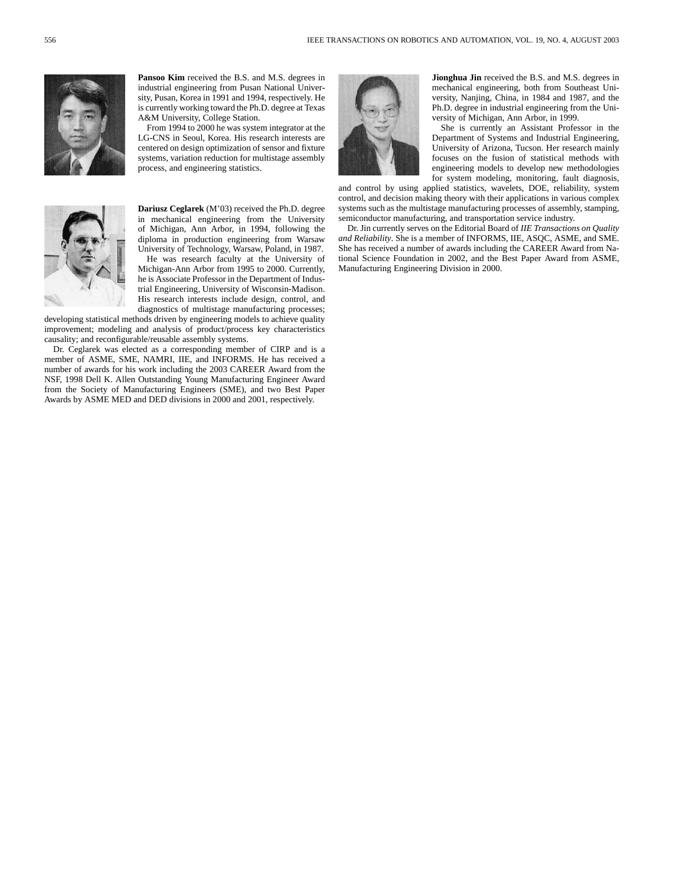**Pansoo Kim** received the B.S. and M.S. degrees in industrial engineering from Pusan National University, Pusan, Korea in 1991 and 1994, respectively. He is currently working toward the Ph.D. degree at Texas A&M University, College Station.

From 1994 to 2000 he was system integrator at the LG-CNS in Seoul, Korea. His research interests are centered on design optimization of sensor and fixture systems, variation reduction for multistage assembly process, and engineering statistics.

**Dariusz Ceglarek** (M'03) received the Ph.D. degree in mechanical engineering from the University of Michigan, Ann Arbor, in 1994, following the diploma in production engineering from Warsaw University of Technology, Warsaw, Poland, in 1987.

He was research faculty at the University of Michigan-Ann Arbor from 1995 to 2000. Currently, he is Associate Professor in the Department of Industrial Engineering, University of Wisconsin-Madison. His research interests include design, control, and diagnostics of multistage manufacturing processes; developing statistical methods driven by engineering models to achieve quality improvement; modeling and analysis of product/process key characteristics causality; and reconfigurable/reusable assembly systems.

Dr. Ceglarek was elected as a corresponding member of CIRP and is a member of ASME, SME, NAMRI, IIE, and INFORMS. He has received a number of awards for his work including the 2003 CAREER Award from the NSF, 1998 Dell K. Allen Outstanding Young Manufacturing Engineer Award from the Society of Manufacturing Engineers (SME), and two Best Paper Awards by ASME MED and DED divisions in 2000 and 2001, respectively.

**Jionghua Jin** received the B.S. and M.S. degrees in mechanical engineering, both from Southeast University, Nanjing, China, in 1984 and 1987, and the Ph.D. degree in industrial engineering from the University of Michigan, Ann Arbor, in 1999.

She is currently an Assistant Professor in the Department of Systems and Industrial Engineering, University of Arizona, Tucson. Her research mainly focuses on the fusion of statistical methods with engineering models to develop new methodologies for system modeling, monitoring, fault diagnosis, and control by using applied statistics, wavelets, DOE, reliability, system control, and decision making theory with their applications in various complex systems such as the multistage manufacturing processes of assembly, stamping, semiconductor manufacturing, and transportation service industry.

Dr. Jin currently serves on the Editorial Board of *IIE Transactions on Quality and Reliability*. She is a member of INFORMS, IIE, ASQC, ASME, and SME. She has received a number of awards including the CAREER Award from National Science Foundation in 2002, and the Best Paper Award from ASME, Manufacturing Engineering Division in 2000.